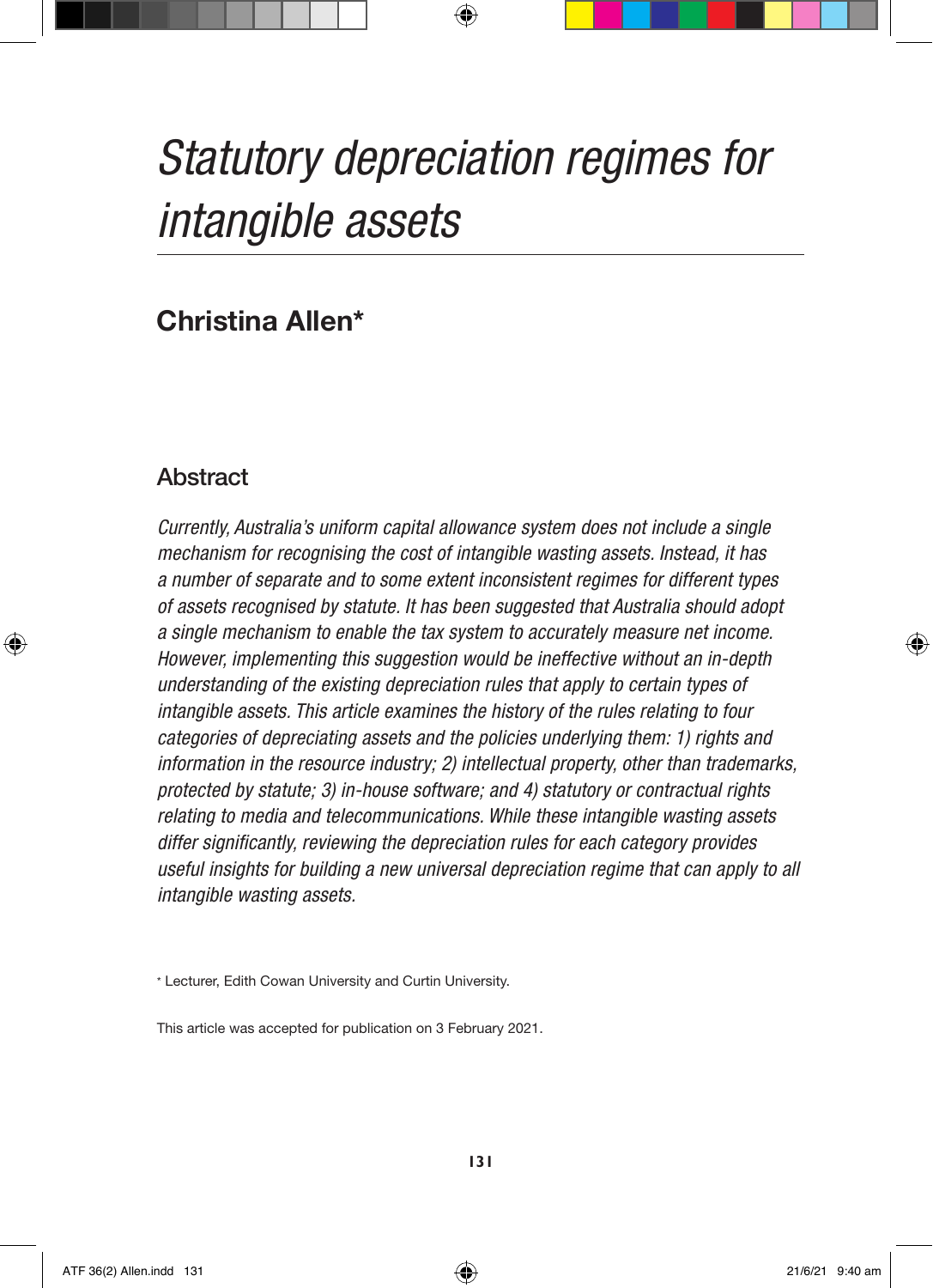# *Statutory depreciation regimes for intangible assets*

## Christina Allen*

### Abstract

*Currently, Australia's uniform capital allowance system does not include a single mechanism for recognising the cost of intangible wasting assets. Instead, it has a number of separate and to some extent inconsistent regimes for different types of assets recognised by statute. It has been suggested that Australia should adopt a single mechanism to enable the tax system to accurately measure net income. However, implementing this suggestion would be ineffective without an in-depth understanding of the existing depreciation rules that apply to certain types of intangible assets. This article examines the history of the rules relating to four categories of depreciating assets and the policies underlying them: 1) rights and information in the resource industry; 2) intellectual property, other than trademarks, protected by statute; 3) in-house software; and 4) statutory or contractual rights relating to media and telecommunications. While these intangible wasting assets differ significantly, reviewing the depreciation rules for each category provides useful insights for building a new universal depreciation regime that can apply to all intangible wasting assets.*

* Lecturer, Edith Cowan University and Curtin University.

This article was accepted for publication on 3 February 2021.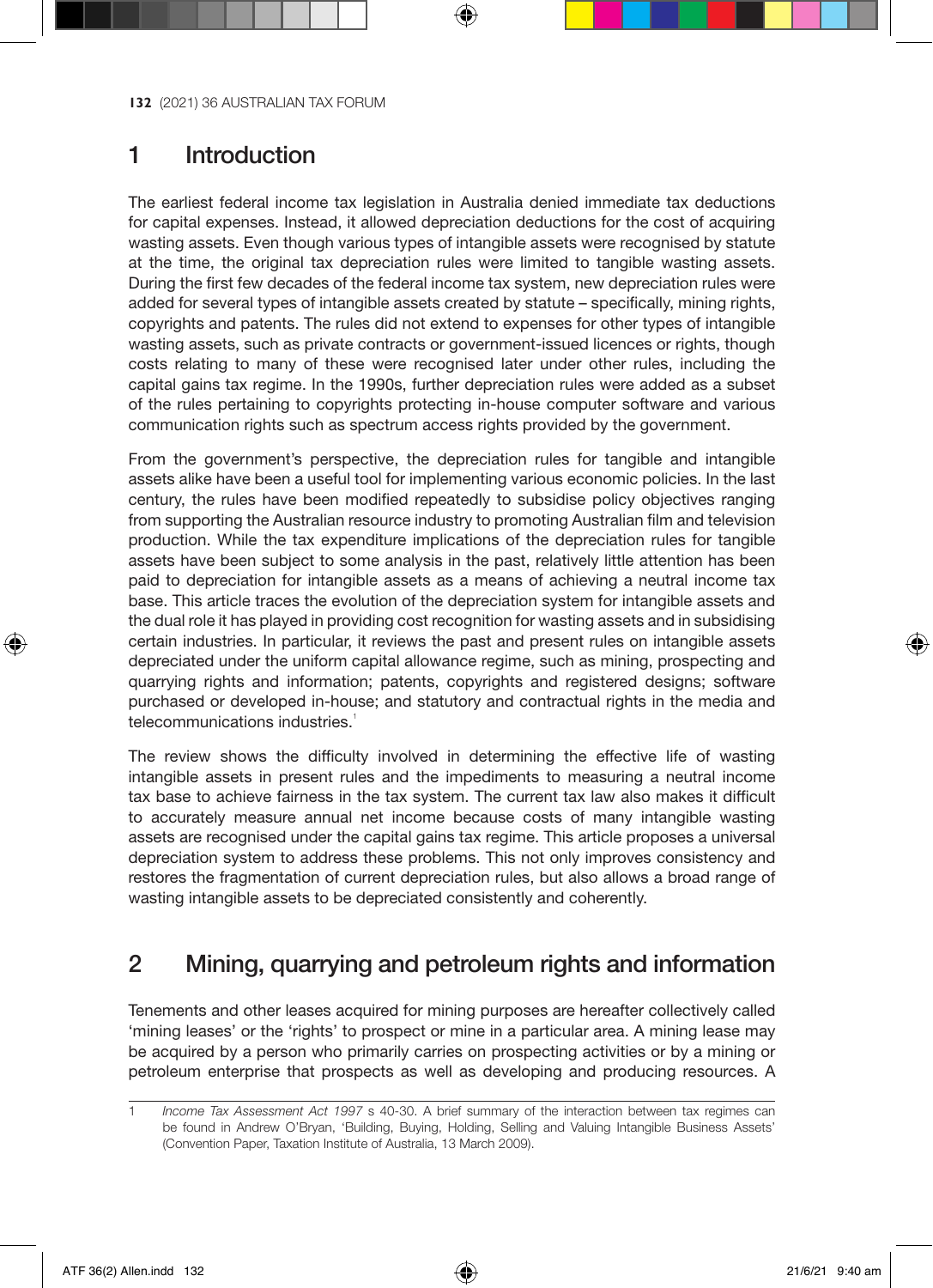## 1 Introduction

The earliest federal income tax legislation in Australia denied immediate tax deductions for capital expenses. Instead, it allowed depreciation deductions for the cost of acquiring wasting assets. Even though various types of intangible assets were recognised by statute at the time, the original tax depreciation rules were limited to tangible wasting assets. During the first few decades of the federal income tax system, new depreciation rules were added for several types of intangible assets created by statute – specifically, mining rights, copyrights and patents. The rules did not extend to expenses for other types of intangible wasting assets, such as private contracts or government-issued licences or rights, though costs relating to many of these were recognised later under other rules, including the capital gains tax regime. In the 1990s, further depreciation rules were added as a subset of the rules pertaining to copyrights protecting in-house computer software and various communication rights such as spectrum access rights provided by the government.

From the government's perspective, the depreciation rules for tangible and intangible assets alike have been a useful tool for implementing various economic policies. In the last century, the rules have been modified repeatedly to subsidise policy objectives ranging from supporting the Australian resource industry to promoting Australian film and television production. While the tax expenditure implications of the depreciation rules for tangible assets have been subject to some analysis in the past, relatively little attention has been paid to depreciation for intangible assets as a means of achieving a neutral income tax base. This article traces the evolution of the depreciation system for intangible assets and the dual role it has played in providing cost recognition for wasting assets and in subsidising certain industries. In particular, it reviews the past and present rules on intangible assets depreciated under the uniform capital allowance regime, such as mining, prospecting and quarrying rights and information; patents, copyrights and registered designs; software purchased or developed in-house; and statutory and contractual rights in the media and telecommunications industries.[1]

The review shows the difficulty involved in determining the effective life of wasting intangible assets in present rules and the impediments to measuring a neutral income tax base to achieve fairness in the tax system. The current tax law also makes it difficult to accurately measure annual net income because costs of many intangible wasting assets are recognised under the capital gains tax regime. This article proposes a universal depreciation system to address these problems. This not only improves consistency and restores the fragmentation of current depreciation rules, but also allows a broad range of wasting intangible assets to be depreciated consistently and coherently.

## 2 Mining, quarrying and petroleum rights and information

Tenements and other leases acquired for mining purposes are hereafter collectively called 'mining leases' or the 'rights' to prospect or mine in a particular area. A mining lease may be acquired by a person who primarily carries on prospecting activities or by a mining or petroleum enterprise that prospects as well as developing and producing resources. A

---

1 *Income Tax Assessment Act 1997* s 40-30. A brief summary of the interaction between tax regimes can be found in Andrew O'Bryan, 'Building, Buying, Holding, Selling and Valuing Intangible Business Assets' (Convention Paper, Taxation Institute of Australia, 13 March 2009).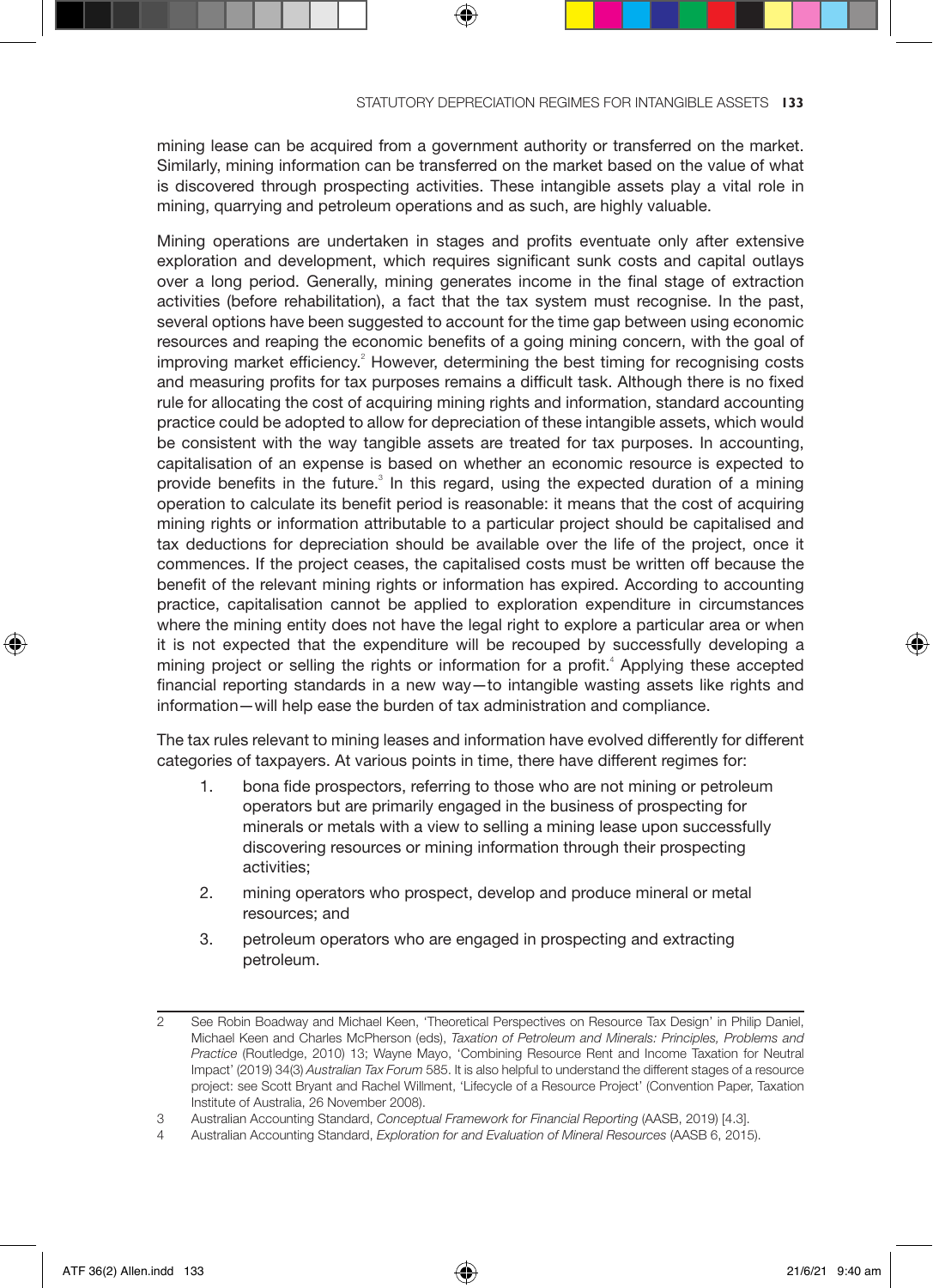mining lease can be acquired from a government authority or transferred on the market. Similarly, mining information can be transferred on the market based on the value of what is discovered through prospecting activities. These intangible assets play a vital role in mining, quarrying and petroleum operations and as such, are highly valuable.

Mining operations are undertaken in stages and profits eventuate only after extensive exploration and development, which requires significant sunk costs and capital outlays over a long period. Generally, mining generates income in the final stage of extraction activities (before rehabilitation), a fact that the tax system must recognise. In the past, several options have been suggested to account for the time gap between using economic resources and reaping the economic benefits of a going mining concern, with the goal of improving market efficiency.[2] However, determining the best timing for recognising costs and measuring profits for tax purposes remains a difficult task. Although there is no fixed rule for allocating the cost of acquiring mining rights and information, standard accounting practice could be adopted to allow for depreciation of these intangible assets, which would be consistent with the way tangible assets are treated for tax purposes. In accounting, capitalisation of an expense is based on whether an economic resource is expected to provide benefits in the future.[3] In this regard, using the expected duration of a mining operation to calculate its benefit period is reasonable: it means that the cost of acquiring mining rights or information attributable to a particular project should be capitalised and tax deductions for depreciation should be available over the life of the project, once it commences. If the project ceases, the capitalised costs must be written off because the benefit of the relevant mining rights or information has expired. According to accounting practice, capitalisation cannot be applied to exploration expenditure in circumstances where the mining entity does not have the legal right to explore a particular area or when it is not expected that the expenditure will be recouped by successfully developing a mining project or selling the rights or information for a profit.[4] Applying these accepted financial reporting standards in a new way—to intangible wasting assets like rights and information—will help ease the burden of tax administration and compliance.

The tax rules relevant to mining leases and information have evolved differently for different categories of taxpayers. At various points in time, there have different regimes for:

1. bona fide prospectors, referring to those who are not mining or petroleum operators but are primarily engaged in the business of prospecting for minerals or metals with a view to selling a mining lease upon successfully discovering resources or mining information through their prospecting activities;
2. mining operators who prospect, develop and produce mineral or metal resources; and
3. petroleum operators who are engaged in prospecting and extracting petroleum.

---

2 See Robin Boadway and Michael Keen, 'Theoretical Perspectives on Resource Tax Design' in Philip Daniel, Michael Keen and Charles McPherson (eds), *Taxation of Petroleum and Minerals: Principles, Problems and Practice* (Routledge, 2010) 13; Wayne Mayo, 'Combining Resource Rent and Income Taxation for Neutral Impact' (2019) 34(3) *Australian Tax Forum* 585. It is also helpful to understand the different stages of a resource project: see Scott Bryant and Rachel Willment, 'Lifecycle of a Resource Project' (Convention Paper, Taxation Institute of Australia, 26 November 2008).

3 Australian Accounting Standard, *Conceptual Framework for Financial Reporting* (AASB, 2019) [4.3].

4 Australian Accounting Standard, *Exploration for and Evaluation of Mineral Resources* (AASB 6, 2015).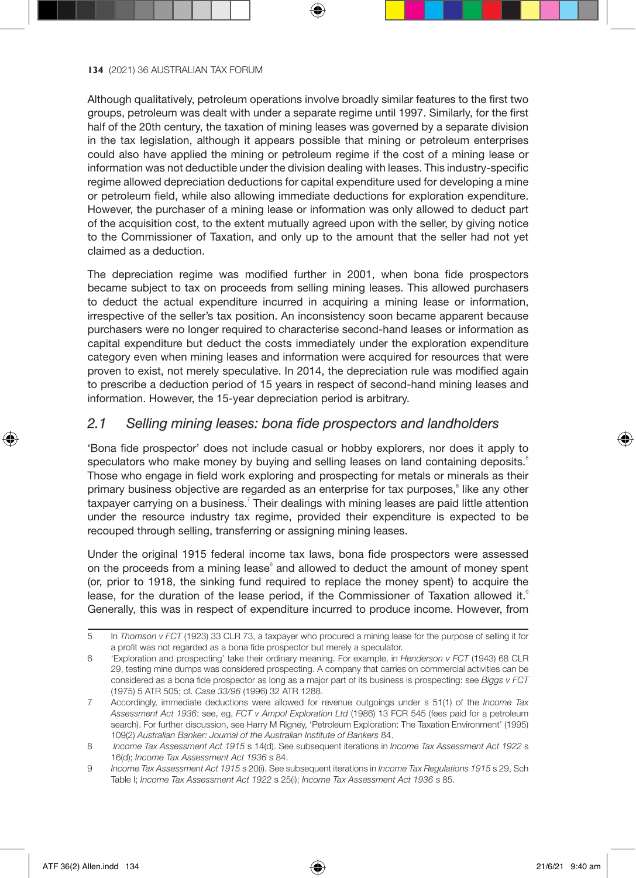Although qualitatively, petroleum operations involve broadly similar features to the first two groups, petroleum was dealt with under a separate regime until 1997. Similarly, for the first half of the 20th century, the taxation of mining leases was governed by a separate division in the tax legislation, although it appears possible that mining or petroleum enterprises could also have applied the mining or petroleum regime if the cost of a mining lease or information was not deductible under the division dealing with leases. This industry-specific regime allowed depreciation deductions for capital expenditure used for developing a mine or petroleum field, while also allowing immediate deductions for exploration expenditure. However, the purchaser of a mining lease or information was only allowed to deduct part of the acquisition cost, to the extent mutually agreed upon with the seller, by giving notice to the Commissioner of Taxation, and only up to the amount that the seller had not yet claimed as a deduction.

The depreciation regime was modified further in 2001, when bona fide prospectors became subject to tax on proceeds from selling mining leases. This allowed purchasers to deduct the actual expenditure incurred in acquiring a mining lease or information, irrespective of the seller's tax position. An inconsistency soon became apparent because purchasers were no longer required to characterise second-hand leases or information as capital expenditure but deduct the costs immediately under the exploration expenditure category even when mining leases and information were acquired for resources that were proven to exist, not merely speculative. In 2014, the depreciation rule was modified again to prescribe a deduction period of 15 years in respect of second-hand mining leases and information. However, the 15-year depreciation period is arbitrary.

## *2.1 Selling mining leases: bona fide prospectors and landholders*

'Bona fide prospector' does not include casual or hobby explorers, nor does it apply to speculators who make money by buying and selling leases on land containing deposits.[5] Those who engage in field work exploring and prospecting for metals or minerals as their primary business objective are regarded as an enterprise for tax purposes,[6] like any other taxpayer carrying on a business.[7] Their dealings with mining leases are paid little attention under the resource industry tax regime, provided their expenditure is expected to be recouped through selling, transferring or assigning mining leases.

Under the original 1915 federal income tax laws, bona fide prospectors were assessed on the proceeds from a mining lease[8] and allowed to deduct the amount of money spent (or, prior to 1918, the sinking fund required to replace the money spent) to acquire the lease, for the duration of the lease period, if the Commissioner of Taxation allowed it.[9] Generally, this was in respect of expenditure incurred to produce income. However, from

---

5 In *Thomson v FCT* (1923) 33 CLR 73, a taxpayer who procured a mining lease for the purpose of selling it for a profit was not regarded as a bona fide prospector but merely a speculator.

6 'Exploration and prospecting' take their ordinary meaning. For example, in *Henderson v FCT* (1943) 68 CLR 29, testing mine dumps was considered prospecting. A company that carries on commercial activities can be considered as a bona fide prospector as long as a major part of its business is prospecting: see *Biggs v FCT* (1975) 5 ATR 505; cf. *Case 33/96* (1996) 32 ATR 1288.

7 Accordingly, immediate deductions were allowed for revenue outgoings under s 51(1) of the *Income Tax Assessment Act 1936*: see, eg, *FCT v Ampol Exploration Ltd* (1986) 13 FCR 545 (fees paid for a petroleum search). For further discussion, see Harry M Rigney, 'Petroleum Exploration: The Taxation Environment' (1995) 109(2) *Australian Banker: Journal of the Australian Institute of Bankers* 84.

8 *Income Tax Assessment Act 1915* s 14(d). See subsequent iterations in *Income Tax Assessment Act 1922* s 16(d); *Income Tax Assessment Act 1936* s 84.

9 *Income Tax Assessment Act 1915* s 20(i). See subsequent iterations in *Income Tax Regulations 1915* s 29, Sch Table I; *Income Tax Assessment Act 1922* s 25(i); *Income Tax Assessment Act 1936* s 85.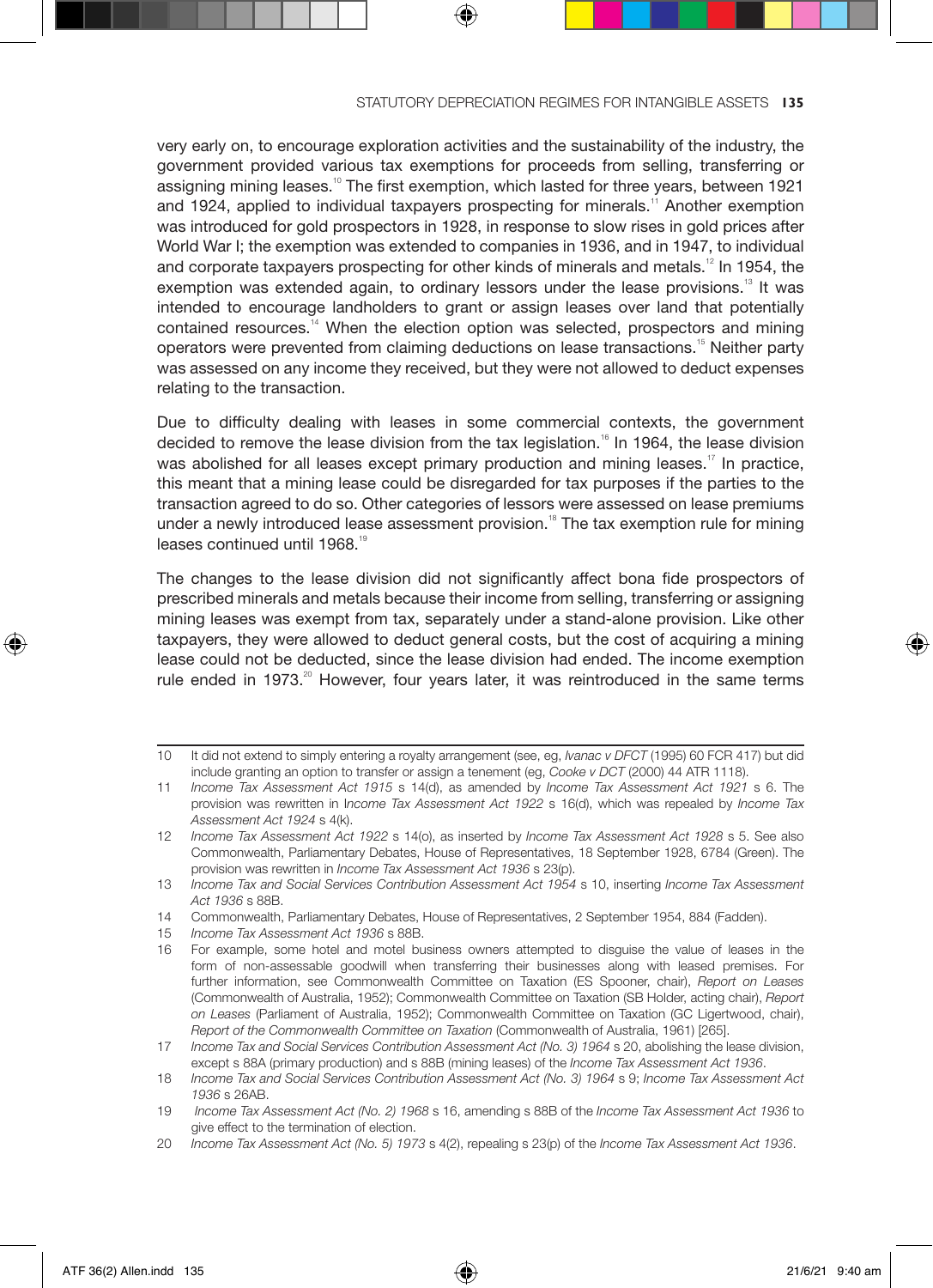very early on, to encourage exploration activities and the sustainability of the industry, the government provided various tax exemptions for proceeds from selling, transferring or assigning mining leases.[10] The first exemption, which lasted for three years, between 1921 and 1924, applied to individual taxpayers prospecting for minerals.[11] Another exemption was introduced for gold prospectors in 1928, in response to slow rises in gold prices after World War I; the exemption was extended to companies in 1936, and in 1947, to individual and corporate taxpayers prospecting for other kinds of minerals and metals.[12] In 1954, the exemption was extended again, to ordinary lessors under the lease provisions.[13] It was intended to encourage landholders to grant or assign leases over land that potentially contained resources.[14] When the election option was selected, prospectors and mining operators were prevented from claiming deductions on lease transactions.[15] Neither party was assessed on any income they received, but they were not allowed to deduct expenses relating to the transaction.

Due to difficulty dealing with leases in some commercial contexts, the government decided to remove the lease division from the tax legislation.[16] In 1964, the lease division was abolished for all leases except primary production and mining leases.[17] In practice, this meant that a mining lease could be disregarded for tax purposes if the parties to the transaction agreed to do so. Other categories of lessors were assessed on lease premiums under a newly introduced lease assessment provision.[18] The tax exemption rule for mining leases continued until 1968.[19]

The changes to the lease division did not significantly affect bona fide prospectors of prescribed minerals and metals because their income from selling, transferring or assigning mining leases was exempt from tax, separately under a stand-alone provision. Like other taxpayers, they were allowed to deduct general costs, but the cost of acquiring a mining lease could not be deducted, since the lease division had ended. The income exemption rule ended in 1973.[20] However, four years later, it was reintroduced in the same terms

---

10 It did not extend to simply entering a royalty arrangement (see, eg, *Ivanac v DFCT* (1995) 60 FCR 417) but did include granting an option to transfer or assign a tenement (eg, *Cooke v DCT* (2000) 44 ATR 1118).

11 *Income Tax Assessment Act 1915* s 14(d), as amended by *Income Tax Assessment Act 1921* s 6. The provision was rewritten in *Income Tax Assessment Act 1922* s 16(d), which was repealed by *Income Tax Assessment Act 1924* s 4(k).

12 *Income Tax Assessment Act 1922* s 14(o), as inserted by *Income Tax Assessment Act 1928* s 5. See also Commonwealth, Parliamentary Debates, House of Representatives, 18 September 1928, 6784 (Green). The provision was rewritten in *Income Tax Assessment Act 1936* s 23(p).

13 *Income Tax and Social Services Contribution Assessment Act 1954* s 10, inserting *Income Tax Assessment Act 1936* s 88B.

14 Commonwealth, Parliamentary Debates, House of Representatives, 2 September 1954, 884 (Fadden).

15 *Income Tax Assessment Act 1936* s 88B.

16 For example, some hotel and motel business owners attempted to disguise the value of leases in the form of non-assessable goodwill when transferring their businesses along with leased premises. For further information, see Commonwealth Committee on Taxation (ES Spooner, chair), *Report on Leases* (Commonwealth of Australia, 1952); Commonwealth Committee on Taxation (SB Holder, acting chair), *Report on Leases* (Parliament of Australia, 1952); Commonwealth Committee on Taxation (GC Ligertwood, chair), *Report of the Commonwealth Committee on Taxation* (Commonwealth of Australia, 1961) [265].

17 *Income Tax and Social Services Contribution Assessment Act (No. 3) 1964* s 20, abolishing the lease division, except s 88A (primary production) and s 88B (mining leases) of the *Income Tax Assessment Act 1936*.

18 *Income Tax and Social Services Contribution Assessment Act (No. 3) 1964* s 9; *Income Tax Assessment Act 1936* s 26AB.

19 *Income Tax Assessment Act (No. 2) 1968* s 16, amending s 88B of the *Income Tax Assessment Act 1936* to give effect to the termination of election.

20 *Income Tax Assessment Act (No. 5) 1973* s 4(2), repealing s 23(p) of the *Income Tax Assessment Act 1936*.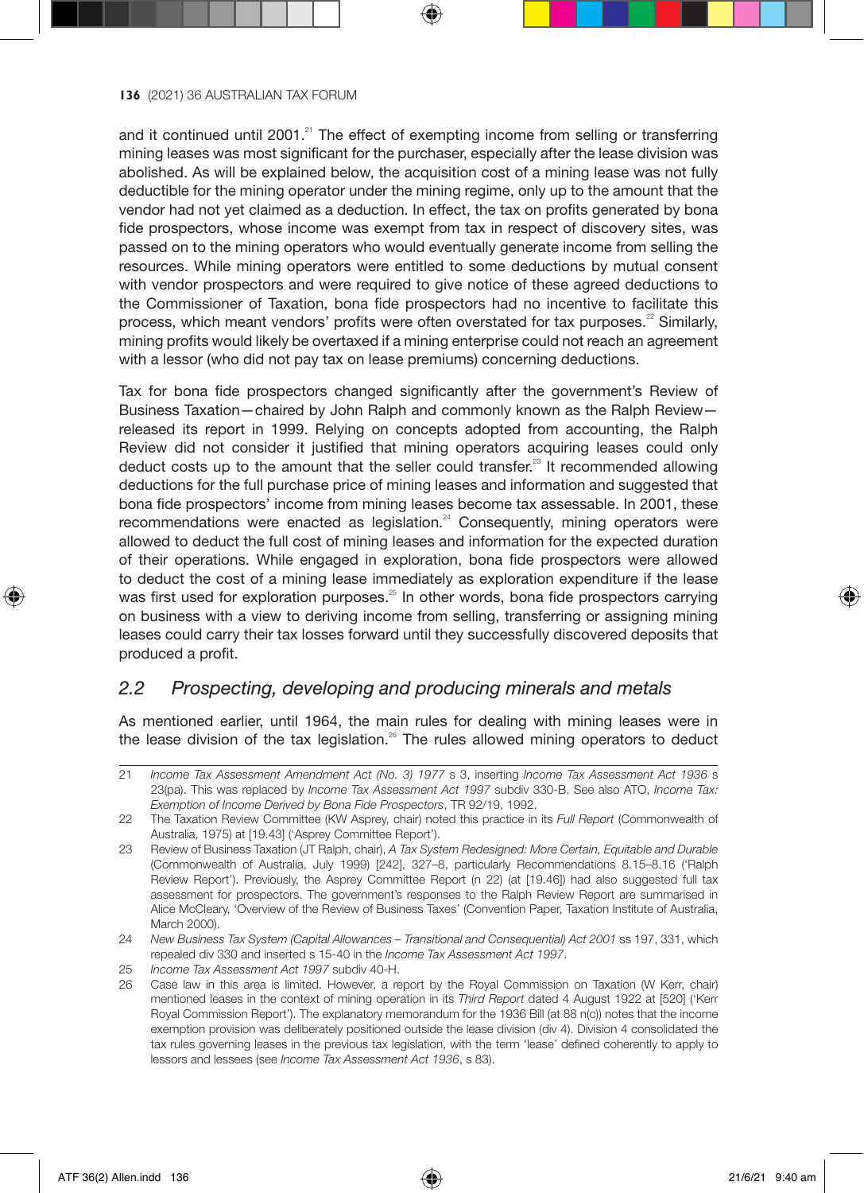and it continued until 2001.[21] The effect of exempting income from selling or transferring mining leases was most significant for the purchaser, especially after the lease division was abolished. As will be explained below, the acquisition cost of a mining lease was not fully deductible for the mining operator under the mining regime, only up to the amount that the vendor had not yet claimed as a deduction. In effect, the tax on profits generated by bona fide prospectors, whose income was exempt from tax in respect of discovery sites, was passed on to the mining operators who would eventually generate income from selling the resources. While mining operators were entitled to some deductions by mutual consent with vendor prospectors and were required to give notice of these agreed deductions to the Commissioner of Taxation, bona fide prospectors had no incentive to facilitate this process, which meant vendors' profits were often overstated for tax purposes.[22] Similarly, mining profits would likely be overtaxed if a mining enterprise could not reach an agreement with a lessor (who did not pay tax on lease premiums) concerning deductions.

Tax for bona fide prospectors changed significantly after the government's Review of Business Taxation—chaired by John Ralph and commonly known as the Ralph Review—released its report in 1999. Relying on concepts adopted from accounting, the Ralph Review did not consider it justified that mining operators acquiring leases could only deduct costs up to the amount that the seller could transfer.[23] It recommended allowing deductions for the full purchase price of mining leases and information and suggested that bona fide prospectors' income from mining leases become tax assessable. In 2001, these recommendations were enacted as legislation.[24] Consequently, mining operators were allowed to deduct the full cost of mining leases and information for the expected duration of their operations. While engaged in exploration, bona fide prospectors were allowed to deduct the cost of a mining lease immediately as exploration expenditure if the lease was first used for exploration purposes.[25] In other words, bona fide prospectors carrying on business with a view to deriving income from selling, transferring or assigning mining leases could carry their tax losses forward until they successfully discovered deposits that produced a profit.

## *2.2 Prospecting, developing and producing minerals and metals*

As mentioned earlier, until 1964, the main rules for dealing with mining leases were in the lease division of the tax legislation.[26] The rules allowed mining operators to deduct

---

21 *Income Tax Assessment Amendment Act (No. 3) 1977* s 3, inserting *Income Tax Assessment Act 1936* s 23(pa). This was replaced by *Income Tax Assessment Act 1997* subdiv 330-B. See also ATO, *Income Tax: Exemption of Income Derived by Bona Fide Prospectors*, TR 92/19, 1992.

22 The Taxation Review Committee (KW Asprey, chair) noted this practice in its *Full Report* (Commonwealth of Australia, 1975) at [19.43] ('Asprey Committee Report').

23 Review of Business Taxation (JT Ralph, chair), *A Tax System Redesigned: More Certain, Equitable and Durable* (Commonwealth of Australia, July 1999) [242], 327–8, particularly Recommendations 8.15–8.16 ('Ralph Review Report'). Previously, the Asprey Committee Report (n 22) (at [19.46]) had also suggested full tax assessment for prospectors. The government's responses to the Ralph Review Report are summarised in Alice McCleary, 'Overview of the Review of Business Taxes' (Convention Paper, Taxation Institute of Australia, March 2000).

24 *New Business Tax System (Capital Allowances – Transitional and Consequential) Act 2001* ss 197, 331, which repealed div 330 and inserted s 15-40 in the *Income Tax Assessment Act 1997*.

25 *Income Tax Assessment Act 1997* subdiv 40-H.

26 Case law in this area is limited. However, a report by the Royal Commission on Taxation (W Kerr, chair) mentioned leases in the context of mining operation in its *Third Report* dated 4 August 1922 at [520] ('Kerr Royal Commission Report'). The explanatory memorandum for the 1936 Bill (at 88 n(c)) notes that the income exemption provision was deliberately positioned outside the lease division (div 4). Division 4 consolidated the tax rules governing leases in the previous tax legislation, with the term 'lease' defined coherently to apply to lessors and lessees (see *Income Tax Assessment Act 1936*, s 83).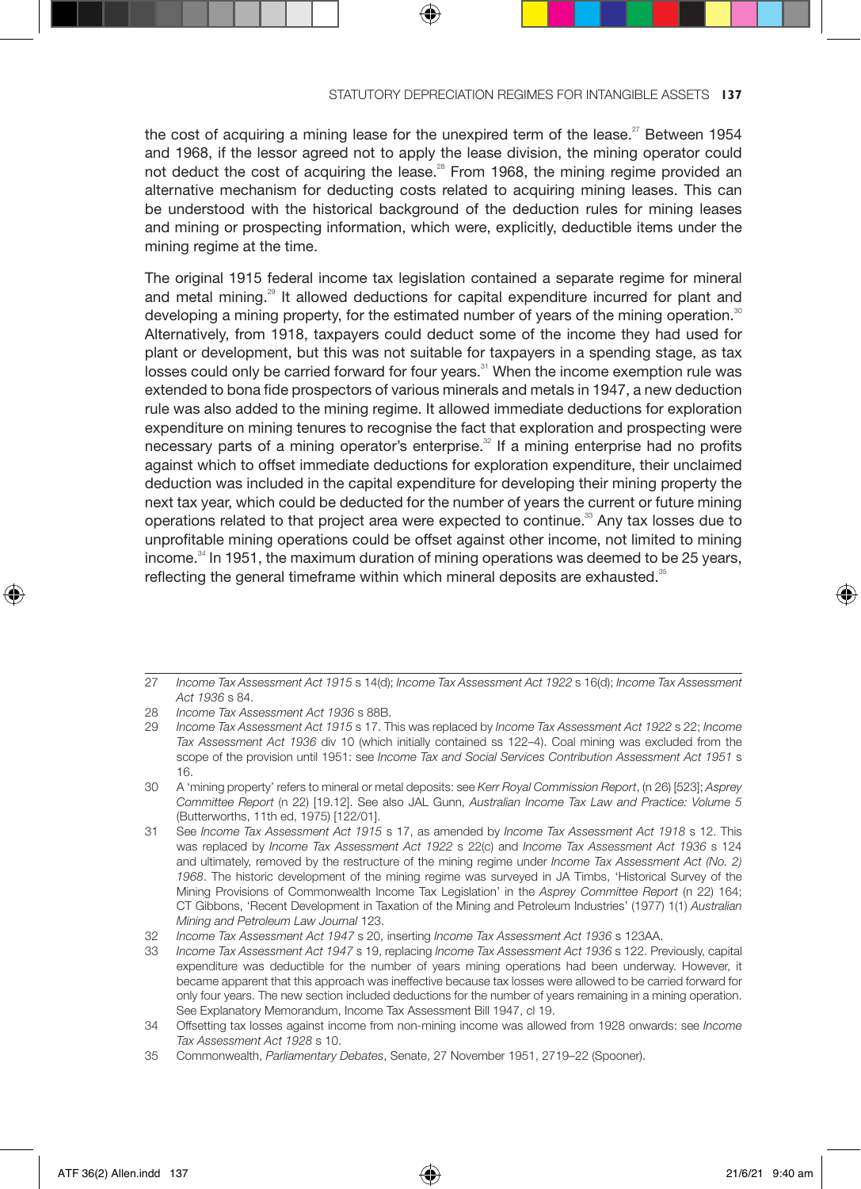the cost of acquiring a mining lease for the unexpired term of the lease.[27] Between 1954 and 1968, if the lessor agreed not to apply the lease division, the mining operator could not deduct the cost of acquiring the lease.[28] From 1968, the mining regime provided an alternative mechanism for deducting costs related to acquiring mining leases. This can be understood with the historical background of the deduction rules for mining leases and mining or prospecting information, which were, explicitly, deductible items under the mining regime at the time.

The original 1915 federal income tax legislation contained a separate regime for mineral and metal mining.[29] It allowed deductions for capital expenditure incurred for plant and developing a mining property, for the estimated number of years of the mining operation.[30] Alternatively, from 1918, taxpayers could deduct some of the income they had used for plant or development, but this was not suitable for taxpayers in a spending stage, as tax losses could only be carried forward for four years.[31] When the income exemption rule was extended to bona fide prospectors of various minerals and metals in 1947, a new deduction rule was also added to the mining regime. It allowed immediate deductions for exploration expenditure on mining tenures to recognise the fact that exploration and prospecting were necessary parts of a mining operator's enterprise.[32] If a mining enterprise had no profits against which to offset immediate deductions for exploration expenditure, their unclaimed deduction was included in the capital expenditure for developing their mining property the next tax year, which could be deducted for the number of years the current or future mining operations related to that project area were expected to continue.[33] Any tax losses due to unprofitable mining operations could be offset against other income, not limited to mining income.[34] In 1951, the maximum duration of mining operations was deemed to be 25 years, reflecting the general timeframe within which mineral deposits are exhausted.[35]

---

27 *Income Tax Assessment Act 1915* s 14(d); *Income Tax Assessment Act 1922* s 16(d); *Income Tax Assessment Act 1936* s 84.

28 *Income Tax Assessment Act 1936* s 88B.

29 *Income Tax Assessment Act 1915* s 17. This was replaced by *Income Tax Assessment Act 1922* s 22; *Income Tax Assessment Act 1936* div 10 (which initially contained ss 122–4). Coal mining was excluded from the scope of the provision until 1951: see *Income Tax and Social Services Contribution Assessment Act 1951* s 16.

30 A 'mining property' refers to mineral or metal deposits: see *Kerr Royal Commission Report*, (n 26) [523]; *Asprey Committee Report* (n 22) [19.12]. See also JAL Gunn, *Australian Income Tax Law and Practice: Volume 5* (Butterworths, 11th ed, 1975) [122/01].

31 See *Income Tax Assessment Act 1915* s 17, as amended by *Income Tax Assessment Act 1918* s 12. This was replaced by *Income Tax Assessment Act 1922* s 22(c) and *Income Tax Assessment Act 1936* s 124 and ultimately, removed by the restructure of the mining regime under *Income Tax Assessment Act (No. 2) 1968*. The historic development of the mining regime was surveyed in JA Timbs, 'Historical Survey of the Mining Provisions of Commonwealth Income Tax Legislation' in the *Asprey Committee Report* (n 22) 164; CT Gibbons, 'Recent Development in Taxation of the Mining and Petroleum Industries' (1977) 1(1) *Australian Mining and Petroleum Law Journal* 123.

32 *Income Tax Assessment Act 1947* s 20, inserting *Income Tax Assessment Act 1936* s 123AA.

33 *Income Tax Assessment Act 1947* s 19, replacing *Income Tax Assessment Act 1936* s 122. Previously, capital expenditure was deductible for the number of years mining operations had been underway. However, it became apparent that this approach was ineffective because tax losses were allowed to be carried forward for only four years. The new section included deductions for the number of years remaining in a mining operation. See Explanatory Memorandum, Income Tax Assessment Bill 1947, cl 19.

34 Offsetting tax losses against income from non-mining income was allowed from 1928 onwards: see *Income Tax Assessment Act 1928* s 10.

35 Commonwealth, *Parliamentary Debates*, Senate, 27 November 1951, 2719–22 (Spooner).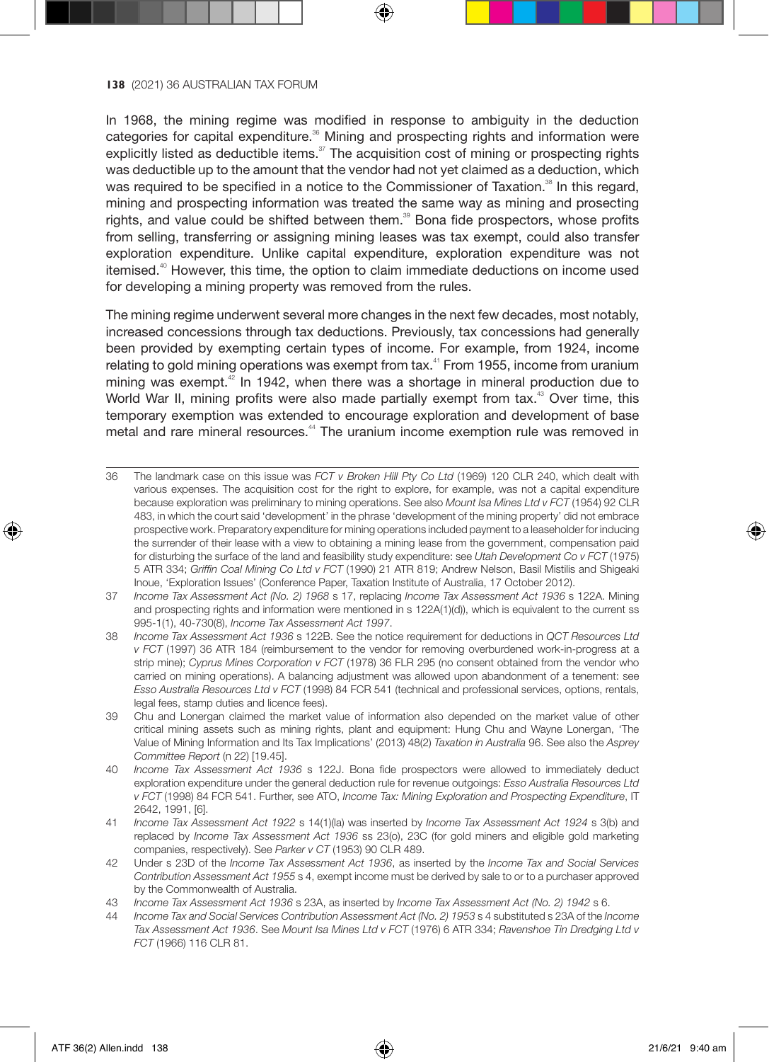In 1968, the mining regime was modified in response to ambiguity in the deduction categories for capital expenditure.[36] Mining and prospecting rights and information were explicitly listed as deductible items.[37] The acquisition cost of mining or prospecting rights was deductible up to the amount that the vendor had not yet claimed as a deduction, which was required to be specified in a notice to the Commissioner of Taxation.[38] In this regard, mining and prospecting information was treated the same way as mining and prosecting rights, and value could be shifted between them.[39] Bona fide prospectors, whose profits from selling, transferring or assigning mining leases was tax exempt, could also transfer exploration expenditure. Unlike capital expenditure, exploration expenditure was not itemised.[40] However, this time, the option to claim immediate deductions on income used for developing a mining property was removed from the rules.

The mining regime underwent several more changes in the next few decades, most notably, increased concessions through tax deductions. Previously, tax concessions had generally been provided by exempting certain types of income. For example, from 1924, income relating to gold mining operations was exempt from tax.[41] From 1955, income from uranium mining was exempt.[42] In 1942, when there was a shortage in mineral production due to World War II, mining profits were also made partially exempt from tax.[43] Over time, this temporary exemption was extended to encourage exploration and development of base metal and rare mineral resources.[44] The uranium income exemption rule was removed in

---

36 The landmark case on this issue was *FCT v Broken Hill Pty Co Ltd* (1969) 120 CLR 240, which dealt with various expenses. The acquisition cost for the right to explore, for example, was not a capital expenditure because exploration was preliminary to mining operations. See also *Mount Isa Mines Ltd v FCT* (1954) 92 CLR 483, in which the court said 'development' in the phrase 'development of the mining property' did not embrace prospective work. Preparatory expenditure for mining operations included payment to a leaseholder for inducing the surrender of their lease with a view to obtaining a mining lease from the government, compensation paid for disturbing the surface of the land and feasibility study expenditure: see *Utah Development Co v FCT* (1975) 5 ATR 334; *Griffin Coal Mining Co Ltd v FCT* (1990) 21 ATR 819; Andrew Nelson, Basil Mistilis and Shigeaki Inoue, 'Exploration Issues' (Conference Paper, Taxation Institute of Australia, 17 October 2012).

37 *Income Tax Assessment Act (No. 2) 1968* s 17, replacing *Income Tax Assessment Act 1936* s 122A. Mining and prospecting rights and information were mentioned in s 122A(1)(d)), which is equivalent to the current ss 995-1(1), 40-730(8), *Income Tax Assessment Act 1997*.

38 *Income Tax Assessment Act 1936* s 122B. See the notice requirement for deductions in *QCT Resources Ltd v FCT* (1997) 36 ATR 184 (reimbursement to the vendor for removing overburdened work-in-progress at a strip mine); *Cyprus Mines Corporation v FCT* (1978) 36 FLR 295 (no consent obtained from the vendor who carried on mining operations). A balancing adjustment was allowed upon abandonment of a tenement: see *Esso Australia Resources Ltd v FCT* (1998) 84 FCR 541 (technical and professional services, options, rentals, legal fees, stamp duties and licence fees).

39 Chu and Lonergan claimed the market value of information also depended on the market value of other critical mining assets such as mining rights, plant and equipment: Hung Chu and Wayne Lonergan, 'The Value of Mining Information and Its Tax Implications' (2013) 48(2) *Taxation in Australia* 96. See also the *Asprey Committee Report* (n 22) [19.45].

40 *Income Tax Assessment Act 1936* s 122J. Bona fide prospectors were allowed to immediately deduct exploration expenditure under the general deduction rule for revenue outgoings: *Esso Australia Resources Ltd v FCT* (1998) 84 FCR 541. Further, see ATO, *Income Tax: Mining Exploration and Prospecting Expenditure*, IT 2642, 1991, [6].

41 *Income Tax Assessment Act 1922* s 14(1)(la) was inserted by *Income Tax Assessment Act 1924* s 3(b) and replaced by *Income Tax Assessment Act 1936* ss 23(o), 23C (for gold miners and eligible gold marketing companies, respectively). See *Parker v CT* (1953) 90 CLR 489.

42 Under s 23D of the *Income Tax Assessment Act 1936*, as inserted by the *Income Tax and Social Services Contribution Assessment Act 1955* s 4, exempt income must be derived by sale to or to a purchaser approved by the Commonwealth of Australia.

43 *Income Tax Assessment Act 1936* s 23A, as inserted by *Income Tax Assessment Act (No. 2) 1942* s 6.

44 *Income Tax and Social Services Contribution Assessment Act (No. 2) 1953* s 4 substituted s 23A of the *Income Tax Assessment Act 1936*. See *Mount Isa Mines Ltd v FCT* (1976) 6 ATR 334; *Ravenshoe Tin Dredging Ltd v FCT* (1966) 116 CLR 81.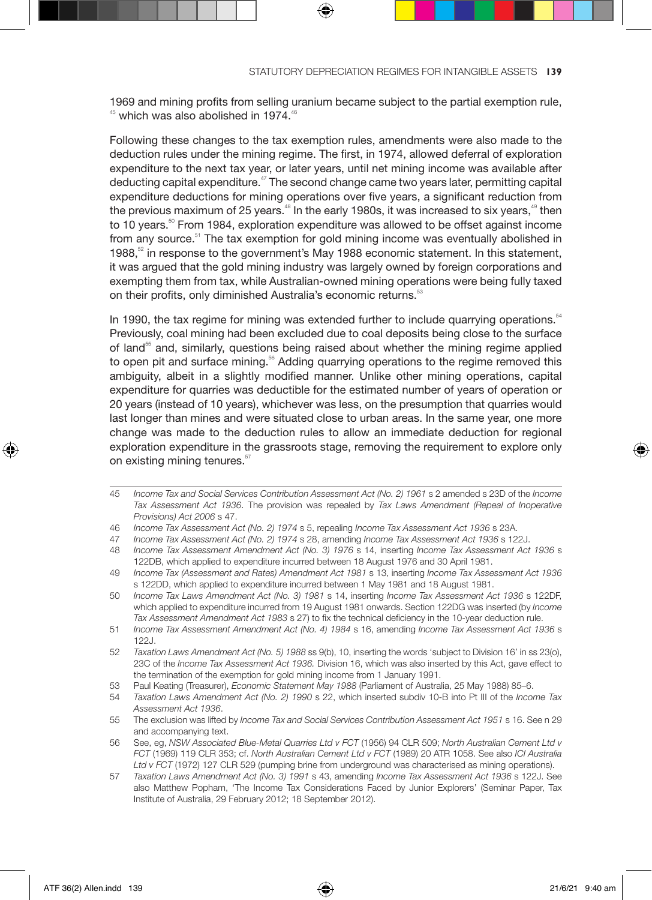1969 and mining profits from selling uranium became subject to the partial exemption rule,[45] which was also abolished in 1974.[46]

Following these changes to the tax exemption rules, amendments were also made to the deduction rules under the mining regime. The first, in 1974, allowed deferral of exploration expenditure to the next tax year, or later years, until net mining income was available after deducting capital expenditure.[47] The second change came two years later, permitting capital expenditure deductions for mining operations over five years, a significant reduction from the previous maximum of 25 years.[48] In the early 1980s, it was increased to six years,[49] then to 10 years.[50] From 1984, exploration expenditure was allowed to be offset against income from any source.[51] The tax exemption for gold mining income was eventually abolished in 1988,[52] in response to the government's May 1988 economic statement. In this statement, it was argued that the gold mining industry was largely owned by foreign corporations and exempting them from tax, while Australian-owned mining operations were being fully taxed on their profits, only diminished Australia's economic returns.[53]

In 1990, the tax regime for mining was extended further to include quarrying operations.[54] Previously, coal mining had been excluded due to coal deposits being close to the surface of land[55] and, similarly, questions being raised about whether the mining regime applied to open pit and surface mining.[56] Adding quarrying operations to the regime removed this ambiguity, albeit in a slightly modified manner. Unlike other mining operations, capital expenditure for quarries was deductible for the estimated number of years of operation or 20 years (instead of 10 years), whichever was less, on the presumption that quarries would last longer than mines and were situated close to urban areas. In the same year, one more change was made to the deduction rules to allow an immediate deduction for regional exploration expenditure in the grassroots stage, removing the requirement to explore only on existing mining tenures.[57]

---

45 *Income Tax and Social Services Contribution Assessment Act (No. 2) 1961* s 2 amended s 23D of the *Income Tax Assessment Act 1936*. The provision was repealed by *Tax Laws Amendment (Repeal of Inoperative Provisions) Act 2006* s 47.

46 *Income Tax Assessment Act (No. 2) 1974* s 5, repealing *Income Tax Assessment Act 1936* s 23A.

47 *Income Tax Assessment Act (No. 2) 1974* s 28, amending *Income Tax Assessment Act 1936* s 122J.

48 *Income Tax Assessment Amendment Act (No. 3) 1976* s 14, inserting *Income Tax Assessment Act 1936* s 122DB, which applied to expenditure incurred between 18 August 1976 and 30 April 1981.

49 *Income Tax (Assessment and Rates) Amendment Act 1981* s 13, inserting *Income Tax Assessment Act 1936* s 122DD, which applied to expenditure incurred between 1 May 1981 and 18 August 1981.

50 *Income Tax Laws Amendment Act (No. 3) 1981* s 14, inserting *Income Tax Assessment Act 1936* s 122DF, which applied to expenditure incurred from 19 August 1981 onwards. Section 122DG was inserted (by *Income Tax Assessment Amendment Act 1983* s 27) to fix the technical deficiency in the 10-year deduction rule.

51 *Income Tax Assessment Amendment Act (No. 4) 1984* s 16, amending *Income Tax Assessment Act 1936* s 122J.

52 *Taxation Laws Amendment Act (No. 5) 1988* ss 9(b), 10, inserting the words 'subject to Division 16' in ss 23(o), 23C of the *Income Tax Assessment Act 1936*. Division 16, which was also inserted by this Act, gave effect to the termination of the exemption for gold mining income from 1 January 1991.

53 Paul Keating (Treasurer), *Economic Statement May 1988* (Parliament of Australia, 25 May 1988) 85–6.

54 *Taxation Laws Amendment Act (No. 2) 1990* s 22, which inserted subdiv 10-B into Pt III of the *Income Tax Assessment Act 1936*.

55 The exclusion was lifted by *Income Tax and Social Services Contribution Assessment Act 1951* s 16. See n 29 and accompanying text.

56 See, eg, *NSW Associated Blue-Metal Quarries Ltd v FCT* (1956) 94 CLR 509; *North Australian Cement Ltd v FCT* (1969) 119 CLR 353; cf. *North Australian Cement Ltd v FCT* (1989) 20 ATR 1058. See also *ICI Australia Ltd v FCT* (1972) 127 CLR 529 (pumping brine from underground was characterised as mining operations).

57 *Taxation Laws Amendment Act (No. 3) 1991* s 43, amending *Income Tax Assessment Act 1936* s 122J. See also Matthew Popham, 'The Income Tax Considerations Faced by Junior Explorers' (Seminar Paper, Tax Institute of Australia, 29 February 2012; 18 September 2012).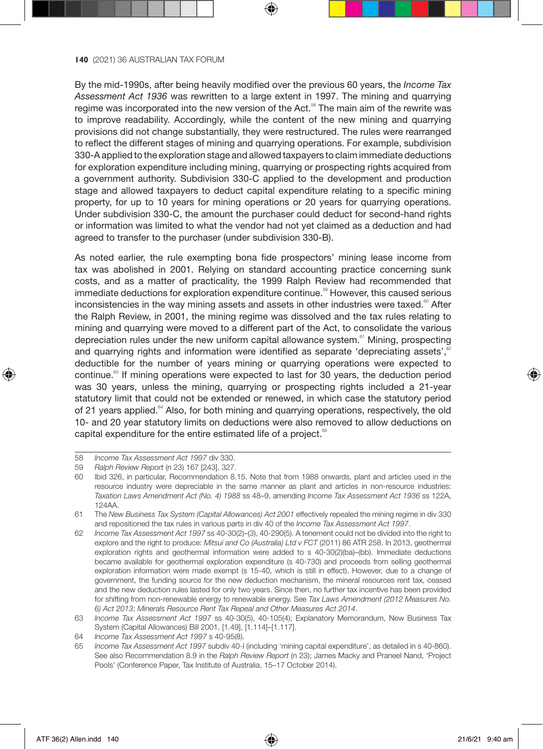By the mid-1990s, after being heavily modified over the previous 60 years, the *Income Tax Assessment Act 1936* was rewritten to a large extent in 1997. The mining and quarrying regime was incorporated into the new version of the Act.[58] The main aim of the rewrite was to improve readability. Accordingly, while the content of the new mining and quarrying provisions did not change substantially, they were restructured. The rules were rearranged to reflect the different stages of mining and quarrying operations. For example, subdivision 330-A applied to the exploration stage and allowed taxpayers to claim immediate deductions for exploration expenditure including mining, quarrying or prospecting rights acquired from a government authority. Subdivision 330-C applied to the development and production stage and allowed taxpayers to deduct capital expenditure relating to a specific mining property, for up to 10 years for mining operations or 20 years for quarrying operations. Under subdivision 330-C, the amount the purchaser could deduct for second-hand rights or information was limited to what the vendor had not yet claimed as a deduction and had agreed to transfer to the purchaser (under subdivision 330-B).

As noted earlier, the rule exempting bona fide prospectors' mining lease income from tax was abolished in 2001. Relying on standard accounting practice concerning sunk costs, and as a matter of practicality, the 1999 Ralph Review had recommended that immediate deductions for exploration expenditure continue.[59] However, this caused serious inconsistencies in the way mining assets and assets in other industries were taxed.[60] After the Ralph Review, in 2001, the mining regime was dissolved and the tax rules relating to mining and quarrying were moved to a different part of the Act, to consolidate the various depreciation rules under the new uniform capital allowance system.[61] Mining, prospecting and quarrying rights and information were identified as separate 'depreciating assets',[62] deductible for the number of years mining or quarrying operations were expected to continue.[63] If mining operations were expected to last for 30 years, the deduction period was 30 years, unless the mining, quarrying or prospecting rights included a 21-year statutory limit that could not be extended or renewed, in which case the statutory period of 21 years applied.[64] Also, for both mining and quarrying operations, respectively, the old 10- and 20 year statutory limits on deductions were also removed to allow deductions on capital expenditure for the entire estimated life of a project.[65]

---

58 *Income Tax Assessment Act 1997* div 330.

59 *Ralph Review Report* (n 23) 167 [243], 327.

60 Ibid 326, in particular, Recommendation 8.15. Note that from 1988 onwards, plant and articles used in the resource industry were depreciable in the same manner as plant and articles in non-resource industries: *Taxation Laws Amendment Act (No. 4) 1988* ss 48–9, amending *Income Tax Assessment Act 1936* ss 122A, 124AA.

61 The *New Business Tax System (Capital Allowances) Act 2001* effectively repealed the mining regime in div 330 and repositioned the tax rules in various parts in div 40 of the *Income Tax Assessment Act 1997*.

62 *Income Tax Assessment Act 1997* ss 40-30(2)–(3), 40-290(5). A tenement could not be divided into the right to explore and the right to produce: *Mitsui and Co (Australia) Ltd v FCT* (2011) 86 ATR 258. In 2013, geothermal exploration rights and geothermal information were added to s 40-30(2)(ba)–(bb). Immediate deductions became available for geothermal exploration expenditure (s 40-730) and proceeds from selling geothermal exploration information were made exempt (s 15-40, which is still in effect). However, due to a change of government, the funding source for the new deduction mechanism, the mineral resources rent tax, ceased and the new deduction rules lasted for only two years. Since then, no further tax incentive has been provided for shifting from non-renewable energy to renewable energy. See *Tax Laws Amendment (2012 Measures No. 6) Act 2013*; *Minerals Resource Rent Tax Repeal and Other Measures Act 2014*.

63 *Income Tax Assessment Act 1997* ss 40-30(5), 40-105(4); Explanatory Memorandum, New Business Tax System (Capital Allowances) Bill 2001, [1.49], [1.114]–[1.117].

64 *Income Tax Assessment Act 1997* s 40-95(8).

65 *Income Tax Assessment Act 1997* subdiv 40-I (including 'mining capital expenditure', as detailed in s 40-860). See also Recommendation 8.9 in the *Ralph Review Report* (n 23); James Macky and Praneel Nand, 'Project Pools' (Conference Paper, Tax Institute of Australia, 15–17 October 2014).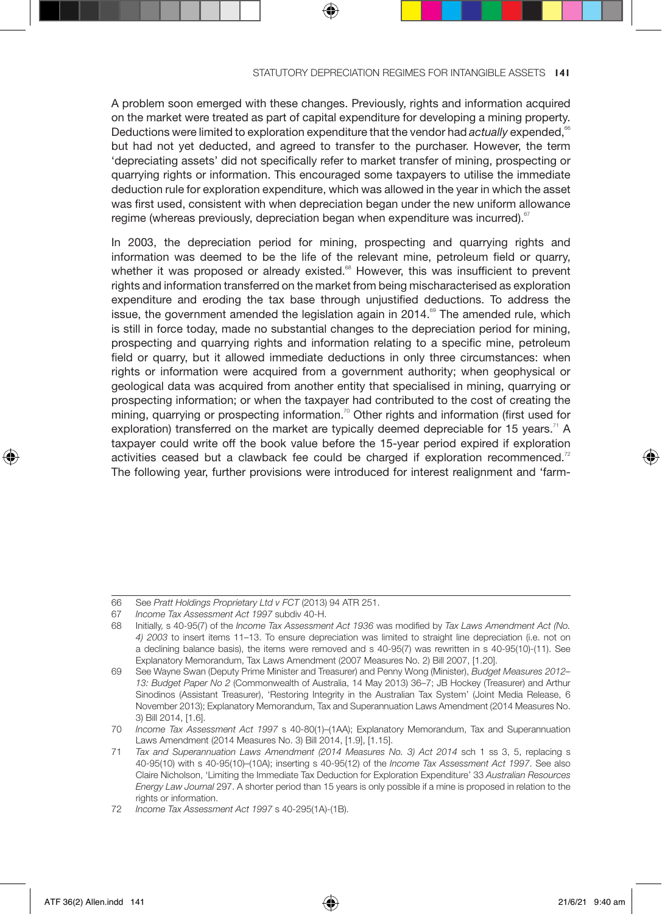A problem soon emerged with these changes. Previously, rights and information acquired on the market were treated as part of capital expenditure for developing a mining property. Deductions were limited to exploration expenditure that the vendor had *actually* expended,[66] but had not yet deducted, and agreed to transfer to the purchaser. However, the term 'depreciating assets' did not specifically refer to market transfer of mining, prospecting or quarrying rights or information. This encouraged some taxpayers to utilise the immediate deduction rule for exploration expenditure, which was allowed in the year in which the asset was first used, consistent with when depreciation began under the new uniform allowance regime (whereas previously, depreciation began when expenditure was incurred).[67]

In 2003, the depreciation period for mining, prospecting and quarrying rights and information was deemed to be the life of the relevant mine, petroleum field or quarry, whether it was proposed or already existed.[68] However, this was insufficient to prevent rights and information transferred on the market from being mischaracterised as exploration expenditure and eroding the tax base through unjustified deductions. To address the issue, the government amended the legislation again in 2014.[69] The amended rule, which is still in force today, made no substantial changes to the depreciation period for mining, prospecting and quarrying rights and information relating to a specific mine, petroleum field or quarry, but it allowed immediate deductions in only three circumstances: when rights or information were acquired from a government authority; when geophysical or geological data was acquired from another entity that specialised in mining, quarrying or prospecting information; or when the taxpayer had contributed to the cost of creating the mining, quarrying or prospecting information.[70] Other rights and information (first used for exploration) transferred on the market are typically deemed depreciable for 15 years.[71] A taxpayer could write off the book value before the 15-year period expired if exploration activities ceased but a clawback fee could be charged if exploration recommenced.[72] The following year, further provisions were introduced for interest realignment and 'farm-

---

66 See *Pratt Holdings Proprietary Ltd v FCT* (2013) 94 ATR 251.

67 *Income Tax Assessment Act 1997* subdiv 40-H.

68 Initially, s 40-95(7) of the *Income Tax Assessment Act 1936* was modified by *Tax Laws Amendment Act (No. 4) 2003* to insert items 11–13. To ensure depreciation was limited to straight line depreciation (i.e. not on a declining balance basis), the items were removed and s 40-95(7) was rewritten in s 40-95(10)-(11). See Explanatory Memorandum, Tax Laws Amendment (2007 Measures No. 2) Bill 2007, [1.20].

69 See Wayne Swan (Deputy Prime Minister and Treasurer) and Penny Wong (Minister), *Budget Measures 2012–13: Budget Paper No 2* (Commonwealth of Australia, 14 May 2013) 36–7; JB Hockey (Treasurer) and Arthur Sinodinos (Assistant Treasurer), 'Restoring Integrity in the Australian Tax System' (Joint Media Release, 6 November 2013); Explanatory Memorandum, Tax and Superannuation Laws Amendment (2014 Measures No. 3) Bill 2014, [1.6].

70 *Income Tax Assessment Act 1997* s 40-80(1)–(1AA); Explanatory Memorandum, Tax and Superannuation Laws Amendment (2014 Measures No. 3) Bill 2014, [1.9], [1.15].

71 *Tax and Superannuation Laws Amendment (2014 Measures No. 3) Act 2014* sch 1 ss 3, 5, replacing s 40-95(10) with s 40-95(10)–(10A); inserting s 40-95(12) of the *Income Tax Assessment Act 1997*. See also Claire Nicholson, 'Limiting the Immediate Tax Deduction for Exploration Expenditure' 33 *Australian Resources Energy Law Journal* 297. A shorter period than 15 years is only possible if a mine is proposed in relation to the rights or information.

72 *Income Tax Assessment Act 1997* s 40-295(1A)-(1B).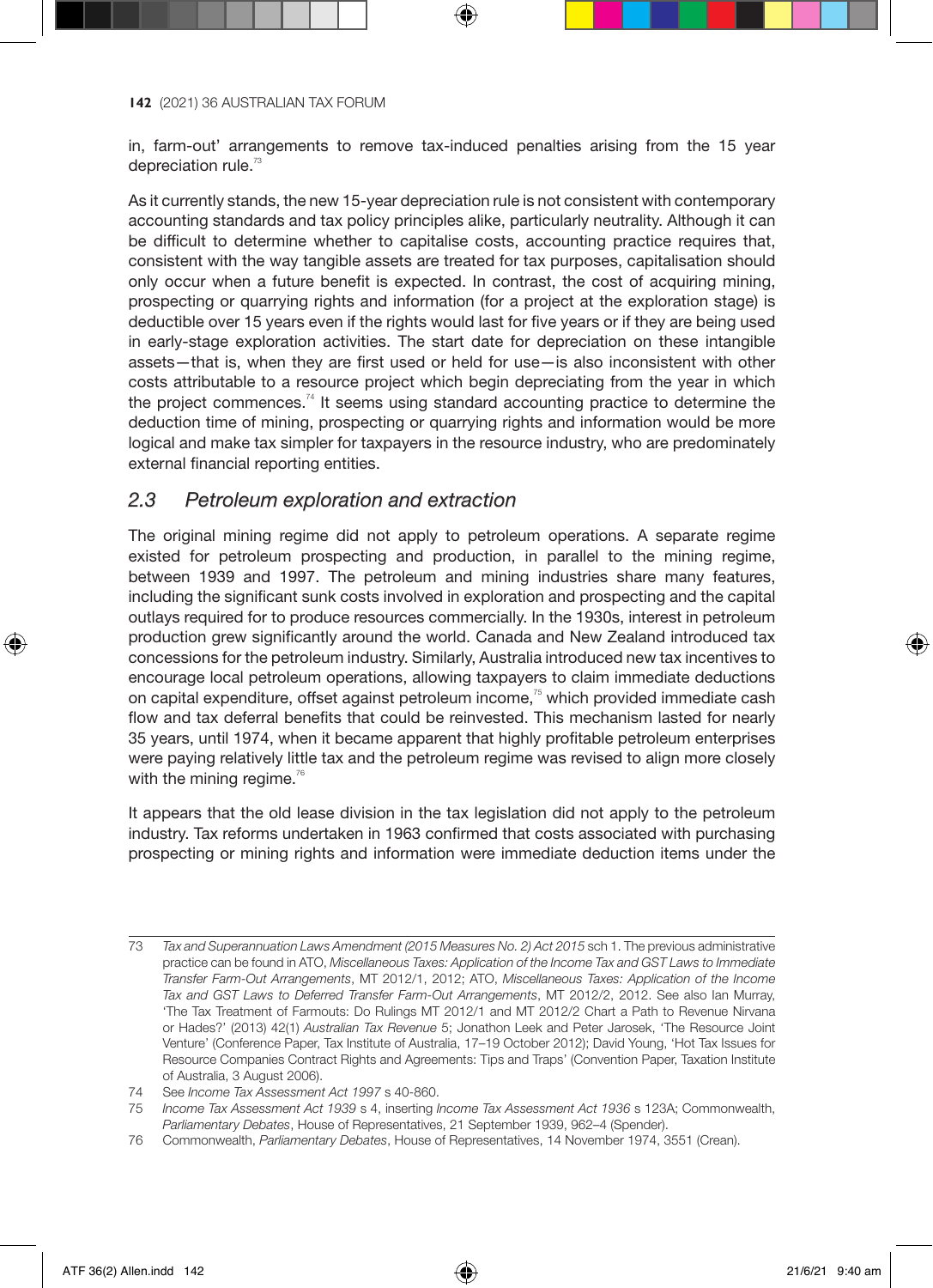in, farm-out' arrangements to remove tax-induced penalties arising from the 15 year depreciation rule.[73]

As it currently stands, the new 15-year depreciation rule is not consistent with contemporary accounting standards and tax policy principles alike, particularly neutrality. Although it can be difficult to determine whether to capitalise costs, accounting practice requires that, consistent with the way tangible assets are treated for tax purposes, capitalisation should only occur when a future benefit is expected. In contrast, the cost of acquiring mining, prospecting or quarrying rights and information (for a project at the exploration stage) is deductible over 15 years even if the rights would last for five years or if they are being used in early-stage exploration activities. The start date for depreciation on these intangible assets—that is, when they are first used or held for use—is also inconsistent with other costs attributable to a resource project which begin depreciating from the year in which the project commences.[74] It seems using standard accounting practice to determine the deduction time of mining, prospecting or quarrying rights and information would be more logical and make tax simpler for taxpayers in the resource industry, who are predominately external financial reporting entities.

## *2.3 Petroleum exploration and extraction*

The original mining regime did not apply to petroleum operations. A separate regime existed for petroleum prospecting and production, in parallel to the mining regime, between 1939 and 1997. The petroleum and mining industries share many features, including the significant sunk costs involved in exploration and prospecting and the capital outlays required for to produce resources commercially. In the 1930s, interest in petroleum production grew significantly around the world. Canada and New Zealand introduced tax concessions for the petroleum industry. Similarly, Australia introduced new tax incentives to encourage local petroleum operations, allowing taxpayers to claim immediate deductions on capital expenditure, offset against petroleum income,[75] which provided immediate cash flow and tax deferral benefits that could be reinvested. This mechanism lasted for nearly 35 years, until 1974, when it became apparent that highly profitable petroleum enterprises were paying relatively little tax and the petroleum regime was revised to align more closely with the mining regime.[76]

It appears that the old lease division in the tax legislation did not apply to the petroleum industry. Tax reforms undertaken in 1963 confirmed that costs associated with purchasing prospecting or mining rights and information were immediate deduction items under the

---

73 *Tax and Superannuation Laws Amendment (2015 Measures No. 2) Act 2015* sch 1. The previous administrative practice can be found in ATO, *Miscellaneous Taxes: Application of the Income Tax and GST Laws to Immediate Transfer Farm-Out Arrangements*, MT 2012/1, 2012; ATO, *Miscellaneous Taxes: Application of the Income Tax and GST Laws to Deferred Transfer Farm-Out Arrangements*, MT 2012/2, 2012. See also Ian Murray, 'The Tax Treatment of Farmouts: Do Rulings MT 2012/1 and MT 2012/2 Chart a Path to Revenue Nirvana or Hades?' (2013) 42(1) *Australian Tax Revenue* 5; Jonathon Leek and Peter Jarosek, 'The Resource Joint Venture' (Conference Paper, Tax Institute of Australia, 17–19 October 2012); David Young, 'Hot Tax Issues for Resource Companies Contract Rights and Agreements: Tips and Traps' (Convention Paper, Taxation Institute of Australia, 3 August 2006).

74 See *Income Tax Assessment Act 1997* s 40-860.

75 *Income Tax Assessment Act 1939* s 4, inserting *Income Tax Assessment Act 1936* s 123A; Commonwealth, *Parliamentary Debates*, House of Representatives, 21 September 1939, 962–4 (Spender).

76 Commonwealth, *Parliamentary Debates*, House of Representatives, 14 November 1974, 3551 (Crean).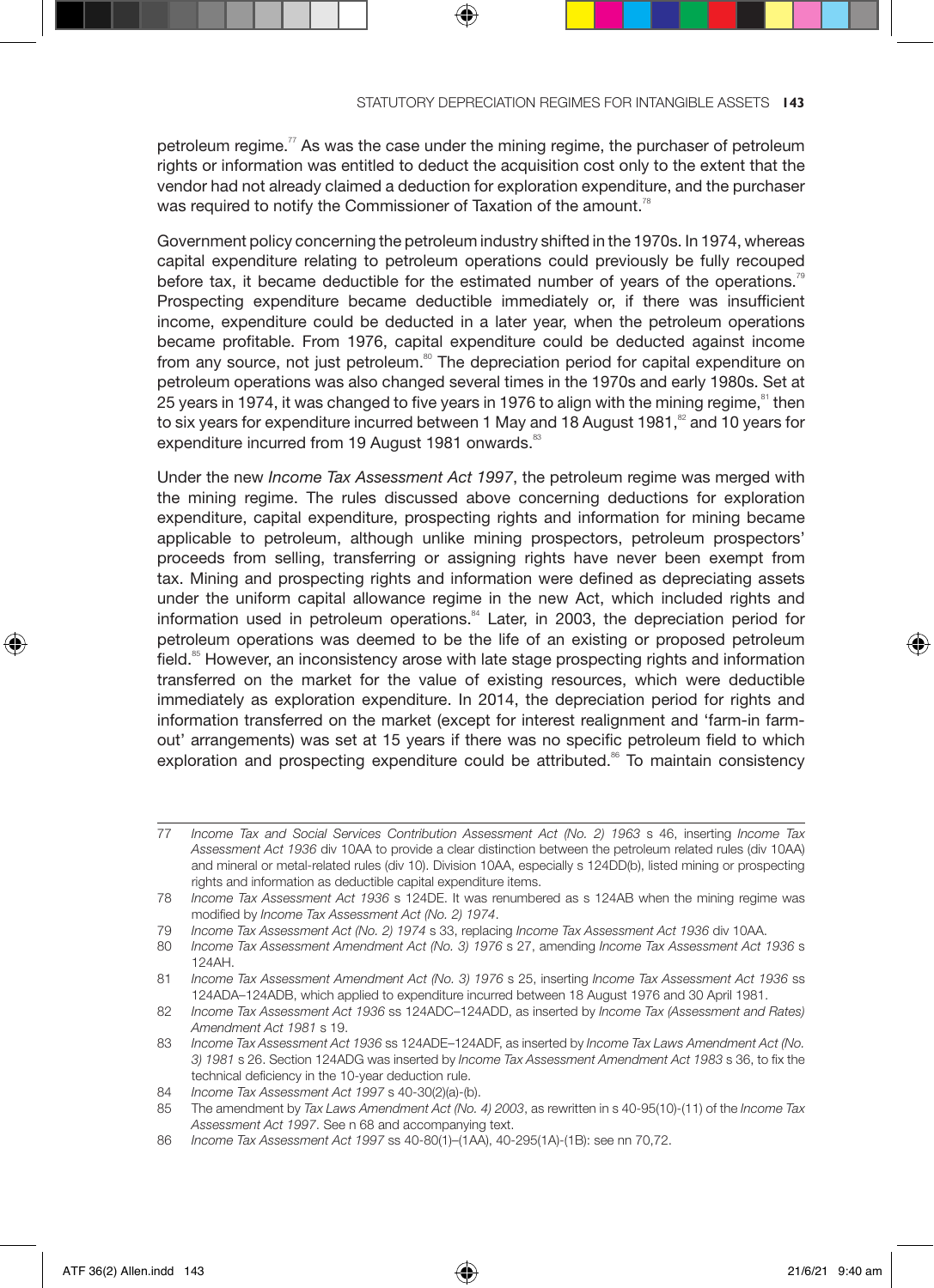petroleum regime.[77] As was the case under the mining regime, the purchaser of petroleum rights or information was entitled to deduct the acquisition cost only to the extent that the vendor had not already claimed a deduction for exploration expenditure, and the purchaser was required to notify the Commissioner of Taxation of the amount.[78]

Government policy concerning the petroleum industry shifted in the 1970s. In 1974, whereas capital expenditure relating to petroleum operations could previously be fully recouped before tax, it became deductible for the estimated number of years of the operations.[79] Prospecting expenditure became deductible immediately or, if there was insufficient income, expenditure could be deducted in a later year, when the petroleum operations became profitable. From 1976, capital expenditure could be deducted against income from any source, not just petroleum.[80] The depreciation period for capital expenditure on petroleum operations was also changed several times in the 1970s and early 1980s. Set at 25 years in 1974, it was changed to five years in 1976 to align with the mining regime,[81] then to six years for expenditure incurred between 1 May and 18 August 1981,[82] and 10 years for expenditure incurred from 19 August 1981 onwards.[83]

Under the new *Income Tax Assessment Act 1997*, the petroleum regime was merged with the mining regime. The rules discussed above concerning deductions for exploration expenditure, capital expenditure, prospecting rights and information for mining became applicable to petroleum, although unlike mining prospectors, petroleum prospectors' proceeds from selling, transferring or assigning rights have never been exempt from tax. Mining and prospecting rights and information were defined as depreciating assets under the uniform capital allowance regime in the new Act, which included rights and information used in petroleum operations.[84] Later, in 2003, the depreciation period for petroleum operations was deemed to be the life of an existing or proposed petroleum field.[85] However, an inconsistency arose with late stage prospecting rights and information transferred on the market for the value of existing resources, which were deductible immediately as exploration expenditure. In 2014, the depreciation period for rights and information transferred on the market (except for interest realignment and 'farm-in farm-out' arrangements) was set at 15 years if there was no specific petroleum field to which exploration and prospecting expenditure could be attributed.[86] To maintain consistency

---

77 *Income Tax and Social Services Contribution Assessment Act (No. 2) 1963* s 46, inserting *Income Tax Assessment Act 1936* div 10AA to provide a clear distinction between the petroleum related rules (div 10AA) and mineral or metal-related rules (div 10). Division 10AA, especially s 124DD(b), listed mining or prospecting rights and information as deductible capital expenditure items.

78 *Income Tax Assessment Act 1936* s 124DE. It was renumbered as s 124AB when the mining regime was modified by *Income Tax Assessment Act (No. 2) 1974*.

79 *Income Tax Assessment Act (No. 2) 1974* s 33, replacing *Income Tax Assessment Act 1936* div 10AA.

80 *Income Tax Assessment Amendment Act (No. 3) 1976* s 27, amending *Income Tax Assessment Act 1936* s 124AH.

81 *Income Tax Assessment Amendment Act (No. 3) 1976* s 25, inserting *Income Tax Assessment Act 1936* ss 124ADA–124ADB, which applied to expenditure incurred between 18 August 1976 and 30 April 1981.

82 *Income Tax Assessment Act 1936* ss 124ADC–124ADD, as inserted by *Income Tax (Assessment and Rates) Amendment Act 1981* s 19.

83 *Income Tax Assessment Act 1936* ss 124ADE–124ADF, as inserted by *Income Tax Laws Amendment Act (No. 3) 1981* s 26. Section 124ADG was inserted by *Income Tax Assessment Amendment Act 1983* s 36, to fix the technical deficiency in the 10-year deduction rule.

84 *Income Tax Assessment Act 1997* s 40-30(2)(a)-(b).

85 The amendment by *Tax Laws Amendment Act (No. 4) 2003*, as rewritten in s 40-95(10)-(11) of the *Income Tax Assessment Act 1997*. See n 68 and accompanying text.

86 *Income Tax Assessment Act 1997* ss 40-80(1)–(1AA), 40-295(1A)-(1B): see nn 70,72.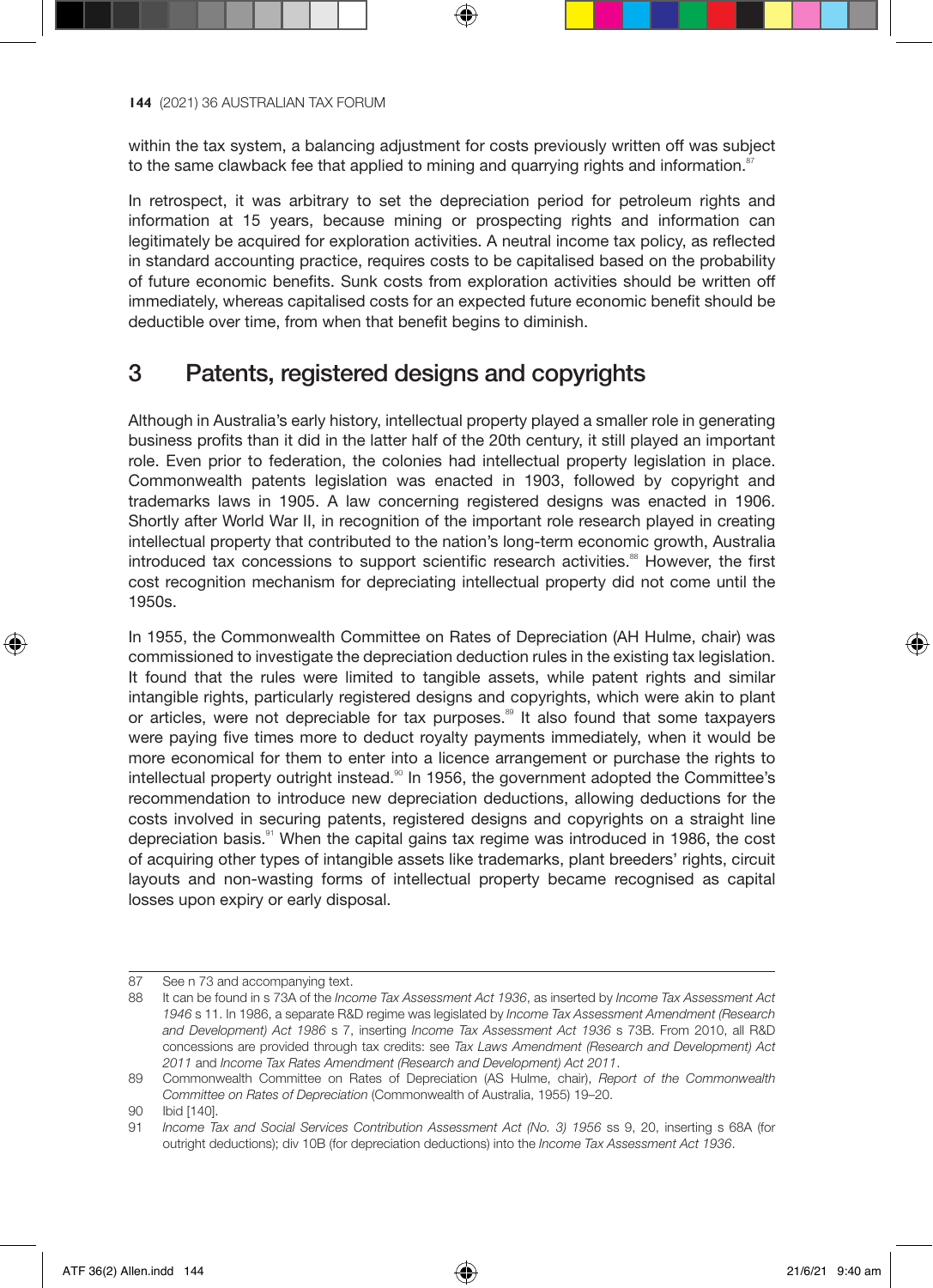within the tax system, a balancing adjustment for costs previously written off was subject to the same clawback fee that applied to mining and quarrying rights and information.[87]

In retrospect, it was arbitrary to set the depreciation period for petroleum rights and information at 15 years, because mining or prospecting rights and information can legitimately be acquired for exploration activities. A neutral income tax policy, as reflected in standard accounting practice, requires costs to be capitalised based on the probability of future economic benefits. Sunk costs from exploration activities should be written off immediately, whereas capitalised costs for an expected future economic benefit should be deductible over time, from when that benefit begins to diminish.

## 3 Patents, registered designs and copyrights

Although in Australia's early history, intellectual property played a smaller role in generating business profits than it did in the latter half of the 20th century, it still played an important role. Even prior to federation, the colonies had intellectual property legislation in place. Commonwealth patents legislation was enacted in 1903, followed by copyright and trademarks laws in 1905. A law concerning registered designs was enacted in 1906. Shortly after World War II, in recognition of the important role research played in creating intellectual property that contributed to the nation's long-term economic growth, Australia introduced tax concessions to support scientific research activities.[88] However, the first cost recognition mechanism for depreciating intellectual property did not come until the 1950s.

In 1955, the Commonwealth Committee on Rates of Depreciation (AH Hulme, chair) was commissioned to investigate the depreciation deduction rules in the existing tax legislation. It found that the rules were limited to tangible assets, while patent rights and similar intangible rights, particularly registered designs and copyrights, which were akin to plant or articles, were not depreciable for tax purposes.[89] It also found that some taxpayers were paying five times more to deduct royalty payments immediately, when it would be more economical for them to enter into a licence arrangement or purchase the rights to intellectual property outright instead.[90] In 1956, the government adopted the Committee's recommendation to introduce new depreciation deductions, allowing deductions for the costs involved in securing patents, registered designs and copyrights on a straight line depreciation basis.[91] When the capital gains tax regime was introduced in 1986, the cost of acquiring other types of intangible assets like trademarks, plant breeders' rights, circuit layouts and non-wasting forms of intellectual property became recognised as capital losses upon expiry or early disposal.

---

87 See n 73 and accompanying text.

88 It can be found in s 73A of the *Income Tax Assessment Act 1936*, as inserted by *Income Tax Assessment Act 1946* s 11. In 1986, a separate R&D regime was legislated by *Income Tax Assessment Amendment (Research and Development) Act 1986* s 7, inserting *Income Tax Assessment Act 1936* s 73B. From 2010, all R&D concessions are provided through tax credits: see *Tax Laws Amendment (Research and Development) Act 2011* and *Income Tax Rates Amendment (Research and Development) Act 2011*.

89 Commonwealth Committee on Rates of Depreciation (AS Hulme, chair), *Report of the Commonwealth Committee on Rates of Depreciation* (Commonwealth of Australia, 1955) 19–20.

90 Ibid [140].

91 *Income Tax and Social Services Contribution Assessment Act (No. 3) 1956* ss 9, 20, inserting s 68A (for outright deductions); div 10B (for depreciation deductions) into the *Income Tax Assessment Act 1936*.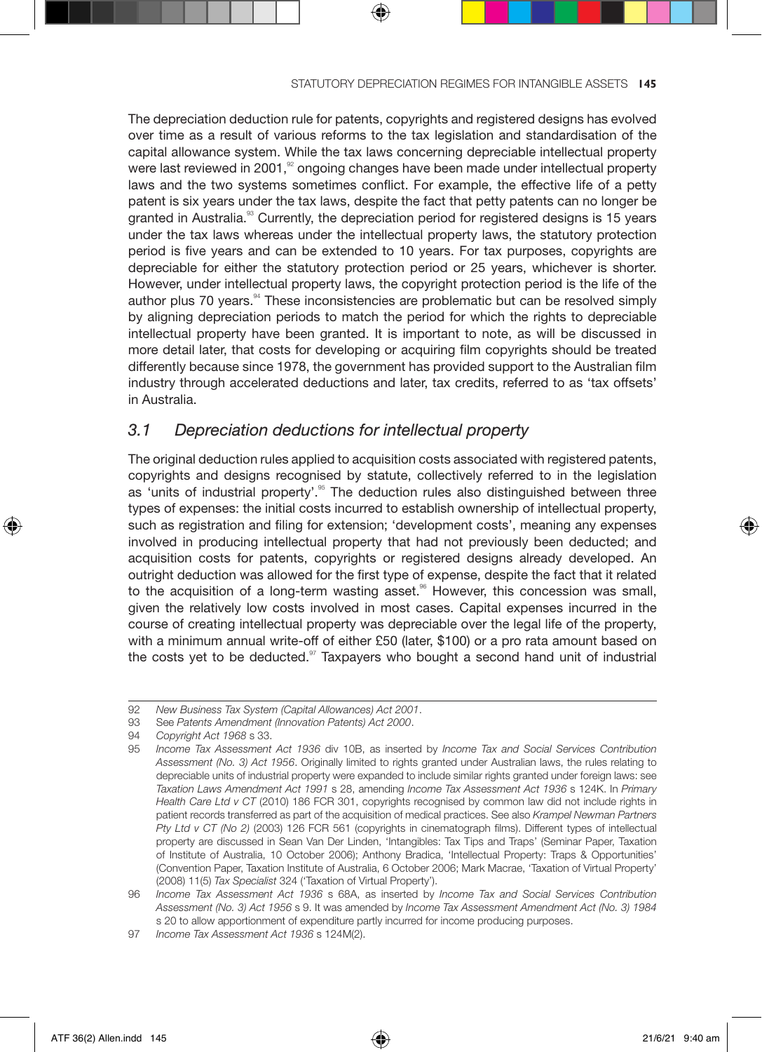The depreciation deduction rule for patents, copyrights and registered designs has evolved over time as a result of various reforms to the tax legislation and standardisation of the capital allowance system. While the tax laws concerning depreciable intellectual property were last reviewed in 2001,[92] ongoing changes have been made under intellectual property laws and the two systems sometimes conflict. For example, the effective life of a petty patent is six years under the tax laws, despite the fact that petty patents can no longer be granted in Australia.[93] Currently, the depreciation period for registered designs is 15 years under the tax laws whereas under the intellectual property laws, the statutory protection period is five years and can be extended to 10 years. For tax purposes, copyrights are depreciable for either the statutory protection period or 25 years, whichever is shorter. However, under intellectual property laws, the copyright protection period is the life of the author plus 70 years.[94] These inconsistencies are problematic but can be resolved simply by aligning depreciation periods to match the period for which the rights to depreciable intellectual property have been granted. It is important to note, as will be discussed in more detail later, that costs for developing or acquiring film copyrights should be treated differently because since 1978, the government has provided support to the Australian film industry through accelerated deductions and later, tax credits, referred to as 'tax offsets' in Australia.

## 3.1 Depreciation deductions for intellectual property

The original deduction rules applied to acquisition costs associated with registered patents, copyrights and designs recognised by statute, collectively referred to in the legislation as 'units of industrial property'.[95] The deduction rules also distinguished between three types of expenses: the initial costs incurred to establish ownership of intellectual property, such as registration and filing for extension; 'development costs', meaning any expenses involved in producing intellectual property that had not previously been deducted; and acquisition costs for patents, copyrights or registered designs already developed. An outright deduction was allowed for the first type of expense, despite the fact that it related to the acquisition of a long-term wasting asset.[96] However, this concession was small, given the relatively low costs involved in most cases. Capital expenses incurred in the course of creating intellectual property was depreciable over the legal life of the property, with a minimum annual write-off of either £50 (later, $100) or a pro rata amount based on the costs yet to be deducted.[97] Taxpayers who bought a second hand unit of industrial

---

92 *New Business Tax System (Capital Allowances) Act 2001*.

93 See *Patents Amendment (Innovation Patents) Act 2000*.

94 *Copyright Act 1968* s 33.

95 *Income Tax Assessment Act 1936* div 10B, as inserted by *Income Tax and Social Services Contribution Assessment (No. 3) Act 1956*. Originally limited to rights granted under Australian laws, the rules relating to depreciable units of industrial property were expanded to include similar rights granted under foreign laws: see *Taxation Laws Amendment Act 1991* s 28, amending *Income Tax Assessment Act 1936* s 124K. In *Primary Health Care Ltd v CT* (2010) 186 FCR 301, copyrights recognised by common law did not include rights in patient records transferred as part of the acquisition of medical practices. See also *Krampel Newman Partners Pty Ltd v CT (No 2)* (2003) 126 FCR 561 (copyrights in cinematograph films). Different types of intellectual property are discussed in Sean Van Der Linden, 'Intangibles: Tax Tips and Traps' (Seminar Paper, Taxation of Institute of Australia, 10 October 2006); Anthony Bradica, 'Intellectual Property: Traps & Opportunities' (Convention Paper, Taxation Institute of Australia, 6 October 2006; Mark Macrae, 'Taxation of Virtual Property' (2008) 11(5) *Tax Specialist* 324 ('Taxation of Virtual Property').

96 *Income Tax Assessment Act 1936* s 68A, as inserted by *Income Tax and Social Services Contribution Assessment (No. 3) Act 1956* s 9. It was amended by *Income Tax Assessment Amendment Act (No. 3) 1984* s 20 to allow apportionment of expenditure partly incurred for income producing purposes.

97 *Income Tax Assessment Act 1936* s 124M(2).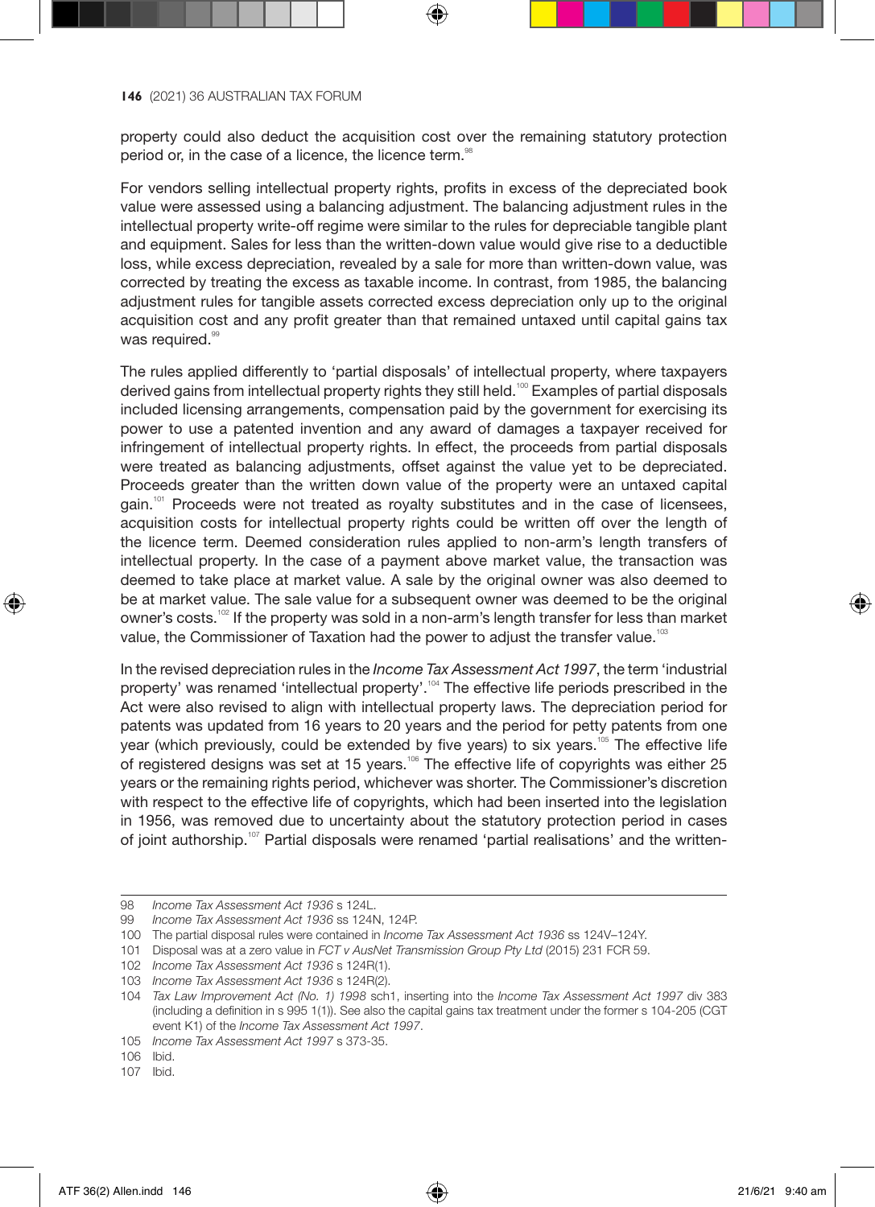property could also deduct the acquisition cost over the remaining statutory protection period or, in the case of a licence, the licence term.[98]

For vendors selling intellectual property rights, profits in excess of the depreciated book value were assessed using a balancing adjustment. The balancing adjustment rules in the intellectual property write-off regime were similar to the rules for depreciable tangible plant and equipment. Sales for less than the written-down value would give rise to a deductible loss, while excess depreciation, revealed by a sale for more than written-down value, was corrected by treating the excess as taxable income. In contrast, from 1985, the balancing adjustment rules for tangible assets corrected excess depreciation only up to the original acquisition cost and any profit greater than that remained untaxed until capital gains tax was required.[99]

The rules applied differently to 'partial disposals' of intellectual property, where taxpayers derived gains from intellectual property rights they still held.[100] Examples of partial disposals included licensing arrangements, compensation paid by the government for exercising its power to use a patented invention and any award of damages a taxpayer received for infringement of intellectual property rights. In effect, the proceeds from partial disposals were treated as balancing adjustments, offset against the value yet to be depreciated. Proceeds greater than the written down value of the property were an untaxed capital gain.[101] Proceeds were not treated as royalty substitutes and in the case of licensees, acquisition costs for intellectual property rights could be written off over the length of the licence term. Deemed consideration rules applied to non-arm's length transfers of intellectual property. In the case of a payment above market value, the transaction was deemed to take place at market value. A sale by the original owner was also deemed to be at market value. The sale value for a subsequent owner was deemed to be the original owner's costs.[102] If the property was sold in a non-arm's length transfer for less than market value, the Commissioner of Taxation had the power to adjust the transfer value.[103]

In the revised depreciation rules in the *Income Tax Assessment Act 1997*, the term 'industrial property' was renamed 'intellectual property'.[104] The effective life periods prescribed in the Act were also revised to align with intellectual property laws. The depreciation period for patents was updated from 16 years to 20 years and the period for petty patents from one year (which previously, could be extended by five years) to six years.[105] The effective life of registered designs was set at 15 years.[106] The effective life of copyrights was either 25 years or the remaining rights period, whichever was shorter. The Commissioner's discretion with respect to the effective life of copyrights, which had been inserted into the legislation in 1956, was removed due to uncertainty about the statutory protection period in cases of joint authorship.[107] Partial disposals were renamed 'partial realisations' and the written-

---

98 *Income Tax Assessment Act 1936* s 124L.

99 *Income Tax Assessment Act 1936* ss 124N, 124P.

100 The partial disposal rules were contained in *Income Tax Assessment Act 1936* ss 124V–124Y.

101 Disposal was at a zero value in *FCT v AusNet Transmission Group Pty Ltd* (2015) 231 FCR 59.

102 *Income Tax Assessment Act 1936* s 124R(1).

103 *Income Tax Assessment Act 1936* s 124R(2).

104 *Tax Law Improvement Act (No. 1) 1998* sch1, inserting into the *Income Tax Assessment Act 1997* div 383 (including a definition in s 995 1(1)). See also the capital gains tax treatment under the former s 104-205 (CGT event K1) of the *Income Tax Assessment Act 1997*.

105 *Income Tax Assessment Act 1997* s 373-35.

106 Ibid.

107 Ibid.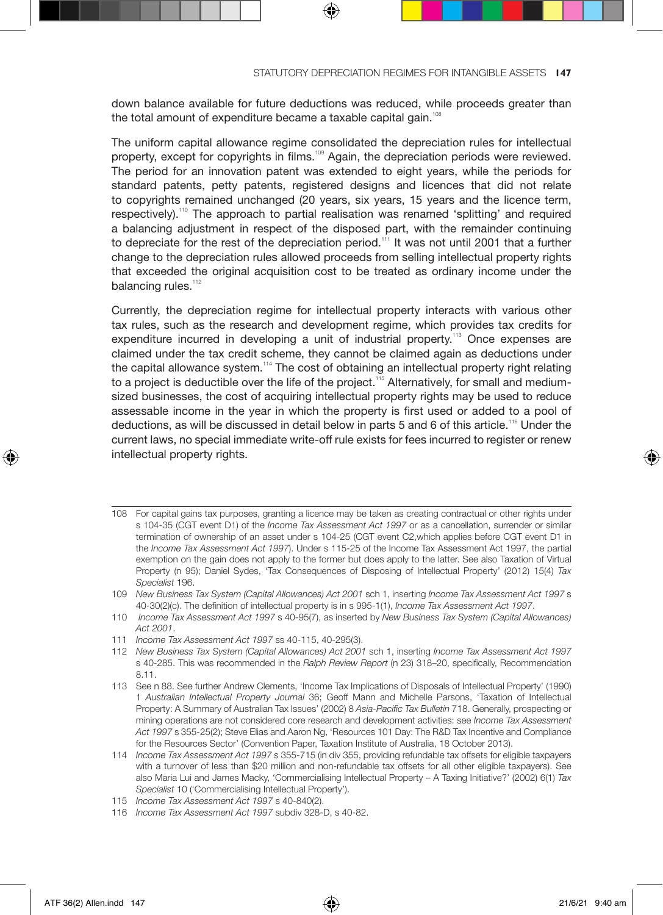down balance available for future deductions was reduced, while proceeds greater than the total amount of expenditure became a taxable capital gain.[108]

The uniform capital allowance regime consolidated the depreciation rules for intellectual property, except for copyrights in films.[109] Again, the depreciation periods were reviewed. The period for an innovation patent was extended to eight years, while the periods for standard patents, petty patents, registered designs and licences that did not relate to copyrights remained unchanged (20 years, six years, 15 years and the licence term, respectively).[110] The approach to partial realisation was renamed 'splitting' and required a balancing adjustment in respect of the disposed part, with the remainder continuing to depreciate for the rest of the depreciation period.[111] It was not until 2001 that a further change to the depreciation rules allowed proceeds from selling intellectual property rights that exceeded the original acquisition cost to be treated as ordinary income under the balancing rules.[112]

Currently, the depreciation regime for intellectual property interacts with various other tax rules, such as the research and development regime, which provides tax credits for expenditure incurred in developing a unit of industrial property.[113] Once expenses are claimed under the tax credit scheme, they cannot be claimed again as deductions under the capital allowance system.[114] The cost of obtaining an intellectual property right relating to a project is deductible over the life of the project.[115] Alternatively, for small and medium-sized businesses, the cost of acquiring intellectual property rights may be used to reduce assessable income in the year in which the property is first used or added to a pool of deductions, as will be discussed in detail below in parts 5 and 6 of this article.[116] Under the current laws, no special immediate write-off rule exists for fees incurred to register or renew intellectual property rights.

---

108 For capital gains tax purposes, granting a licence may be taken as creating contractual or other rights under s 104-35 (CGT event D1) of the *Income Tax Assessment Act 1997* or as a cancellation, surrender or similar termination of ownership of an asset under s 104-25 (CGT event C2,which applies before CGT event D1 in the *Income Tax Assessment Act 1997*). Under s 115-25 of the Income Tax Assessment Act 1997, the partial exemption on the gain does not apply to the former but does apply to the latter. See also Taxation of Virtual Property (n 95); Daniel Sydes, 'Tax Consequences of Disposing of Intellectual Property' (2012) 15(4) *Tax Specialist* 196.

109 *New Business Tax System (Capital Allowances) Act 2001* sch 1, inserting *Income Tax Assessment Act 1997* s 40-30(2)(c). The definition of intellectual property is in s 995-1(1), *Income Tax Assessment Act 1997*.

110 *Income Tax Assessment Act 1997* s 40-95(7), as inserted by *New Business Tax System (Capital Allowances) Act 2001*.

111 *Income Tax Assessment Act 1997* ss 40-115, 40-295(3).

112 *New Business Tax System (Capital Allowances) Act 2001* sch 1, inserting *Income Tax Assessment Act 1997* s 40-285. This was recommended in the *Ralph Review Report* (n 23) 318–20, specifically, Recommendation 8.11.

113 See n 88. See further Andrew Clements, 'Income Tax Implications of Disposals of Intellectual Property' (1990) 1 *Australian Intellectual Property Journal* 36; Geoff Mann and Michelle Parsons, 'Taxation of Intellectual Property: A Summary of Australian Tax Issues' (2002) 8 *Asia-Pacific Tax Bulletin* 718. Generally, prospecting or mining operations are not considered core research and development activities: see *Income Tax Assessment Act 1997* s 355-25(2); Steve Elias and Aaron Ng, 'Resources 101 Day: The R&D Tax Incentive and Compliance for the Resources Sector' (Convention Paper, Taxation Institute of Australia, 18 October 2013).

114 *Income Tax Assessment Act 1997* s 355-715 (in div 355, providing refundable tax offsets for eligible taxpayers with a turnover of less than $20 million and non-refundable tax offsets for all other eligible taxpayers). See also Maria Lui and James Macky, 'Commercialising Intellectual Property – A Taxing Initiative?' (2002) 6(1) *Tax Specialist* 10 ('Commercialising Intellectual Property').

115 *Income Tax Assessment Act 1997* s 40-840(2).

116 *Income Tax Assessment Act 1997* subdiv 328-D, s 40-82.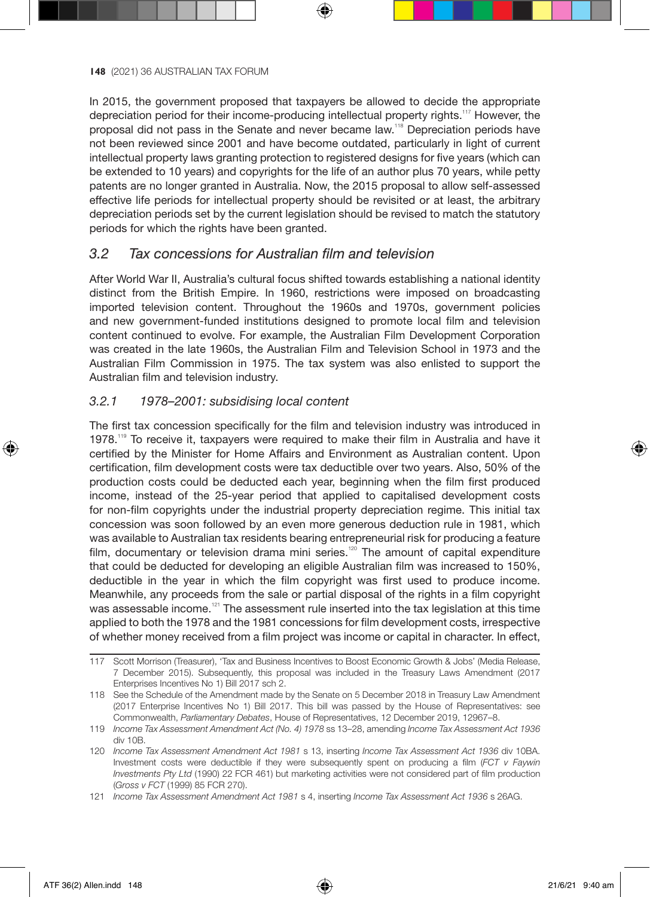In 2015, the government proposed that taxpayers be allowed to decide the appropriate depreciation period for their income-producing intellectual property rights.[117] However, the proposal did not pass in the Senate and never became law.[118] Depreciation periods have not been reviewed since 2001 and have become outdated, particularly in light of current intellectual property laws granting protection to registered designs for five years (which can be extended to 10 years) and copyrights for the life of an author plus 70 years, while petty patents are no longer granted in Australia. Now, the 2015 proposal to allow self-assessed effective life periods for intellectual property should be revisited or at least, the arbitrary depreciation periods set by the current legislation should be revised to match the statutory periods for which the rights have been granted.

## *3.2 Tax concessions for Australian film and television*

After World War II, Australia's cultural focus shifted towards establishing a national identity distinct from the British Empire. In 1960, restrictions were imposed on broadcasting imported television content. Throughout the 1960s and 1970s, government policies and new government-funded institutions designed to promote local film and television content continued to evolve. For example, the Australian Film Development Corporation was created in the late 1960s, the Australian Film and Television School in 1973 and the Australian Film Commission in 1975. The tax system was also enlisted to support the Australian film and television industry.

### *3.2.1 1978–2001: subsidising local content*

The first tax concession specifically for the film and television industry was introduced in 1978.[119] To receive it, taxpayers were required to make their film in Australia and have it certified by the Minister for Home Affairs and Environment as Australian content. Upon certification, film development costs were tax deductible over two years. Also, 50% of the production costs could be deducted each year, beginning when the film first produced income, instead of the 25-year period that applied to capitalised development costs for non-film copyrights under the industrial property depreciation regime. This initial tax concession was soon followed by an even more generous deduction rule in 1981, which was available to Australian tax residents bearing entrepreneurial risk for producing a feature film, documentary or television drama mini series.[120] The amount of capital expenditure that could be deducted for developing an eligible Australian film was increased to 150%, deductible in the year in which the film copyright was first used to produce income. Meanwhile, any proceeds from the sale or partial disposal of the rights in a film copyright was assessable income.[121] The assessment rule inserted into the tax legislation at this time applied to both the 1978 and the 1981 concessions for film development costs, irrespective of whether money received from a film project was income or capital in character. In effect,

---

117 Scott Morrison (Treasurer), 'Tax and Business Incentives to Boost Economic Growth & Jobs' (Media Release, 7 December 2015). Subsequently, this proposal was included in the Treasury Laws Amendment (2017 Enterprises Incentives No 1) Bill 2017 sch 2.

118 See the Schedule of the Amendment made by the Senate on 5 December 2018 in Treasury Law Amendment (2017 Enterprise Incentives No 1) Bill 2017. This bill was passed by the House of Representatives: see Commonwealth, *Parliamentary Debates*, House of Representatives, 12 December 2019, 12967–8.

119 *Income Tax Assessment Amendment Act (No. 4) 1978* ss 13–28, amending *Income Tax Assessment Act 1936* div 10B.

120 *Income Tax Assessment Amendment Act 1981* s 13, inserting *Income Tax Assessment Act 1936* div 10BA. Investment costs were deductible if they were subsequently spent on producing a film (*FCT v Faywin Investments Pty Ltd* (1990) 22 FCR 461) but marketing activities were not considered part of film production (*Gross v FCT* (1999) 85 FCR 270).

121 *Income Tax Assessment Amendment Act 1981* s 4, inserting *Income Tax Assessment Act 1936* s 26AG.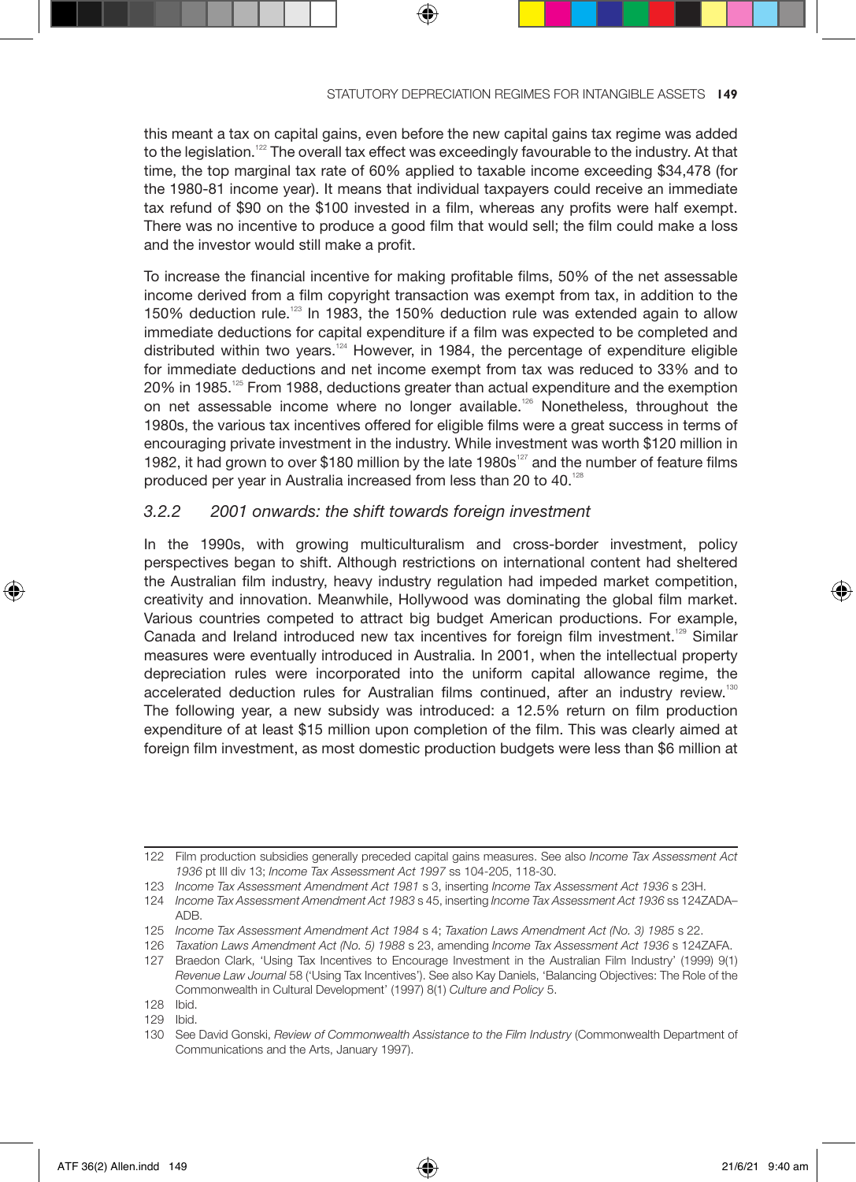this meant a tax on capital gains, even before the new capital gains tax regime was added to the legislation.[122] The overall tax effect was exceedingly favourable to the industry. At that time, the top marginal tax rate of 60% applied to taxable income exceeding $34,478 (for the 1980-81 income year). It means that individual taxpayers could receive an immediate tax refund of $90 on the $100 invested in a film, whereas any profits were half exempt. There was no incentive to produce a good film that would sell; the film could make a loss and the investor would still make a profit.

To increase the financial incentive for making profitable films, 50% of the net assessable income derived from a film copyright transaction was exempt from tax, in addition to the 150% deduction rule.[123] In 1983, the 150% deduction rule was extended again to allow immediate deductions for capital expenditure if a film was expected to be completed and distributed within two years.[124] However, in 1984, the percentage of expenditure eligible for immediate deductions and net income exempt from tax was reduced to 33% and to 20% in 1985.[125] From 1988, deductions greater than actual expenditure and the exemption on net assessable income where no longer available.[126] Nonetheless, throughout the 1980s, the various tax incentives offered for eligible films were a great success in terms of encouraging private investment in the industry. While investment was worth $120 million in 1982, it had grown to over $180 million by the late 1980s[127] and the number of feature films produced per year in Australia increased from less than 20 to 40.[128]

### *3.2.2 2001 onwards: the shift towards foreign investment*

In the 1990s, with growing multiculturalism and cross-border investment, policy perspectives began to shift. Although restrictions on international content had sheltered the Australian film industry, heavy industry regulation had impeded market competition, creativity and innovation. Meanwhile, Hollywood was dominating the global film market. Various countries competed to attract big budget American productions. For example, Canada and Ireland introduced new tax incentives for foreign film investment.[129] Similar measures were eventually introduced in Australia. In 2001, when the intellectual property depreciation rules were incorporated into the uniform capital allowance regime, the accelerated deduction rules for Australian films continued, after an industry review.[130] The following year, a new subsidy was introduced: a 12.5% return on film production expenditure of at least $15 million upon completion of the film. This was clearly aimed at foreign film investment, as most domestic production budgets were less than $6 million at

---

122 Film production subsidies generally preceded capital gains measures. See also *Income Tax Assessment Act 1936* pt III div 13; *Income Tax Assessment Act 1997* ss 104-205, 118-30.

123 *Income Tax Assessment Amendment Act 1981* s 3, inserting *Income Tax Assessment Act 1936* s 23H.

124 *Income Tax Assessment Amendment Act 1983* s 45, inserting *Income Tax Assessment Act 1936* ss 124ZADA–ADB.

125 *Income Tax Assessment Amendment Act 1984* s 4; *Taxation Laws Amendment Act (No. 3) 1985* s 22.

126 *Taxation Laws Amendment Act (No. 5) 1988* s 23, amending *Income Tax Assessment Act 1936* s 124ZAFA.

127 Braedon Clark, 'Using Tax Incentives to Encourage Investment in the Australian Film Industry' (1999) 9(1) *Revenue Law Journal* 58 ('Using Tax Incentives'). See also Kay Daniels, 'Balancing Objectives: The Role of the Commonwealth in Cultural Development' (1997) 8(1) *Culture and Policy* 5.

128 Ibid.

129 Ibid.

130 See David Gonski, *Review of Commonwealth Assistance to the Film Industry* (Commonwealth Department of Communications and the Arts, January 1997).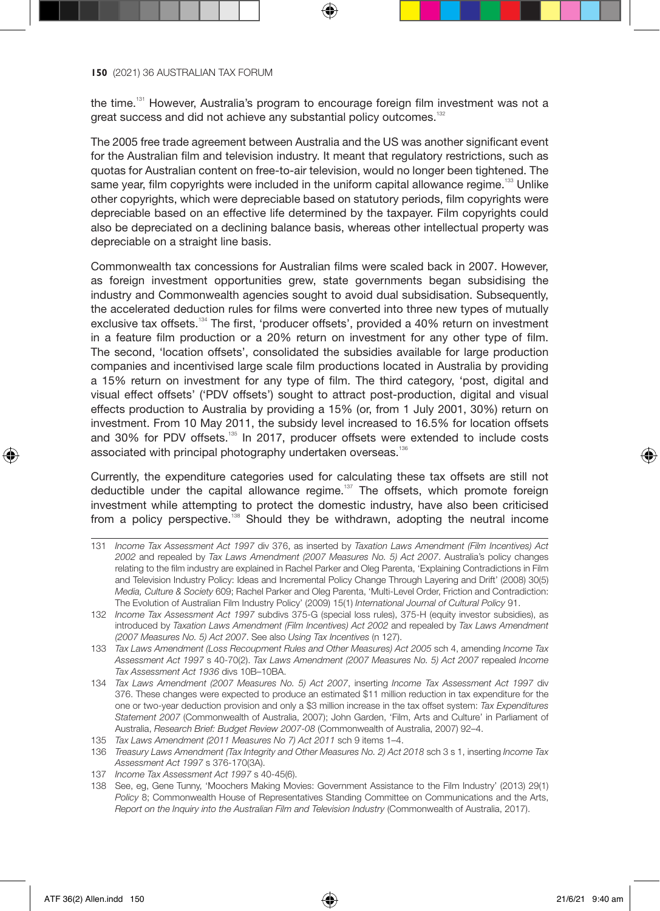the time.[131] However, Australia's program to encourage foreign film investment was not a great success and did not achieve any substantial policy outcomes.[132]

The 2005 free trade agreement between Australia and the US was another significant event for the Australian film and television industry. It meant that regulatory restrictions, such as quotas for Australian content on free-to-air television, would no longer been tightened. The same year, film copyrights were included in the uniform capital allowance regime.[133] Unlike other copyrights, which were depreciable based on statutory periods, film copyrights were depreciable based on an effective life determined by the taxpayer. Film copyrights could also be depreciated on a declining balance basis, whereas other intellectual property was depreciable on a straight line basis.

Commonwealth tax concessions for Australian films were scaled back in 2007. However, as foreign investment opportunities grew, state governments began subsidising the industry and Commonwealth agencies sought to avoid dual subsidisation. Subsequently, the accelerated deduction rules for films were converted into three new types of mutually exclusive tax offsets.[134] The first, 'producer offsets', provided a 40% return on investment in a feature film production or a 20% return on investment for any other type of film. The second, 'location offsets', consolidated the subsidies available for large production companies and incentivised large scale film productions located in Australia by providing a 15% return on investment for any type of film. The third category, 'post, digital and visual effect offsets' ('PDV offsets') sought to attract post-production, digital and visual effects production to Australia by providing a 15% (or, from 1 July 2001, 30%) return on investment. From 10 May 2011, the subsidy level increased to 16.5% for location offsets and 30% for PDV offsets.[135] In 2017, producer offsets were extended to include costs associated with principal photography undertaken overseas.[136]

Currently, the expenditure categories used for calculating these tax offsets are still not deductible under the capital allowance regime.[137] The offsets, which promote foreign investment while attempting to protect the domestic industry, have also been criticised from a policy perspective.[138] Should they be withdrawn, adopting the neutral income

---

131 *Income Tax Assessment Act 1997* div 376, as inserted by *Taxation Laws Amendment (Film Incentives) Act 2002* and repealed by *Tax Laws Amendment (2007 Measures No. 5) Act 2007*. Australia's policy changes relating to the film industry are explained in Rachel Parker and Oleg Parenta, 'Explaining Contradictions in Film and Television Industry Policy: Ideas and Incremental Policy Change Through Layering and Drift' (2008) 30(5) *Media, Culture & Society* 609; Rachel Parker and Oleg Parenta, 'Multi-Level Order, Friction and Contradiction: The Evolution of Australian Film Industry Policy' (2009) 15(1) *International Journal of Cultural Policy* 91.

132 *Income Tax Assessment Act 1997* subdivs 375-G (special loss rules), 375-H (equity investor subsidies), as introduced by *Taxation Laws Amendment (Film Incentives) Act 2002* and repealed by *Tax Laws Amendment (2007 Measures No. 5) Act 2007*. See also *Using Tax Incentives* (n 127).

133 *Tax Laws Amendment (Loss Recoupment Rules and Other Measures) Act 2005* sch 4, amending *Income Tax Assessment Act 1997* s 40-70(2). *Tax Laws Amendment (2007 Measures No. 5) Act 2007* repealed *Income Tax Assessment Act 1936* divs 10B–10BA.

134 *Tax Laws Amendment (2007 Measures No. 5) Act 2007*, inserting *Income Tax Assessment Act 1997* div 376. These changes were expected to produce an estimated $11 million reduction in tax expenditure for the one or two-year deduction provision and only a $3 million increase in the tax offset system: *Tax Expenditures Statement 2007* (Commonwealth of Australia, 2007); John Garden, 'Film, Arts and Culture' in Parliament of Australia, *Research Brief: Budget Review 2007-08* (Commonwealth of Australia, 2007) 92–4.

135 *Tax Laws Amendment (2011 Measures No 7) Act 2011* sch 9 items 1–4.

136 *Treasury Laws Amendment (Tax Integrity and Other Measures No. 2) Act 2018* sch 3 s 1, inserting *Income Tax Assessment Act 1997* s 376-170(3A).

137 *Income Tax Assessment Act 1997* s 40-45(6).

138 See, eg, Gene Tunny, 'Moochers Making Movies: Government Assistance to the Film Industry' (2013) 29(1) *Policy* 8; Commonwealth House of Representatives Standing Committee on Communications and the Arts, *Report on the Inquiry into the Australian Film and Television Industry* (Commonwealth of Australia, 2017).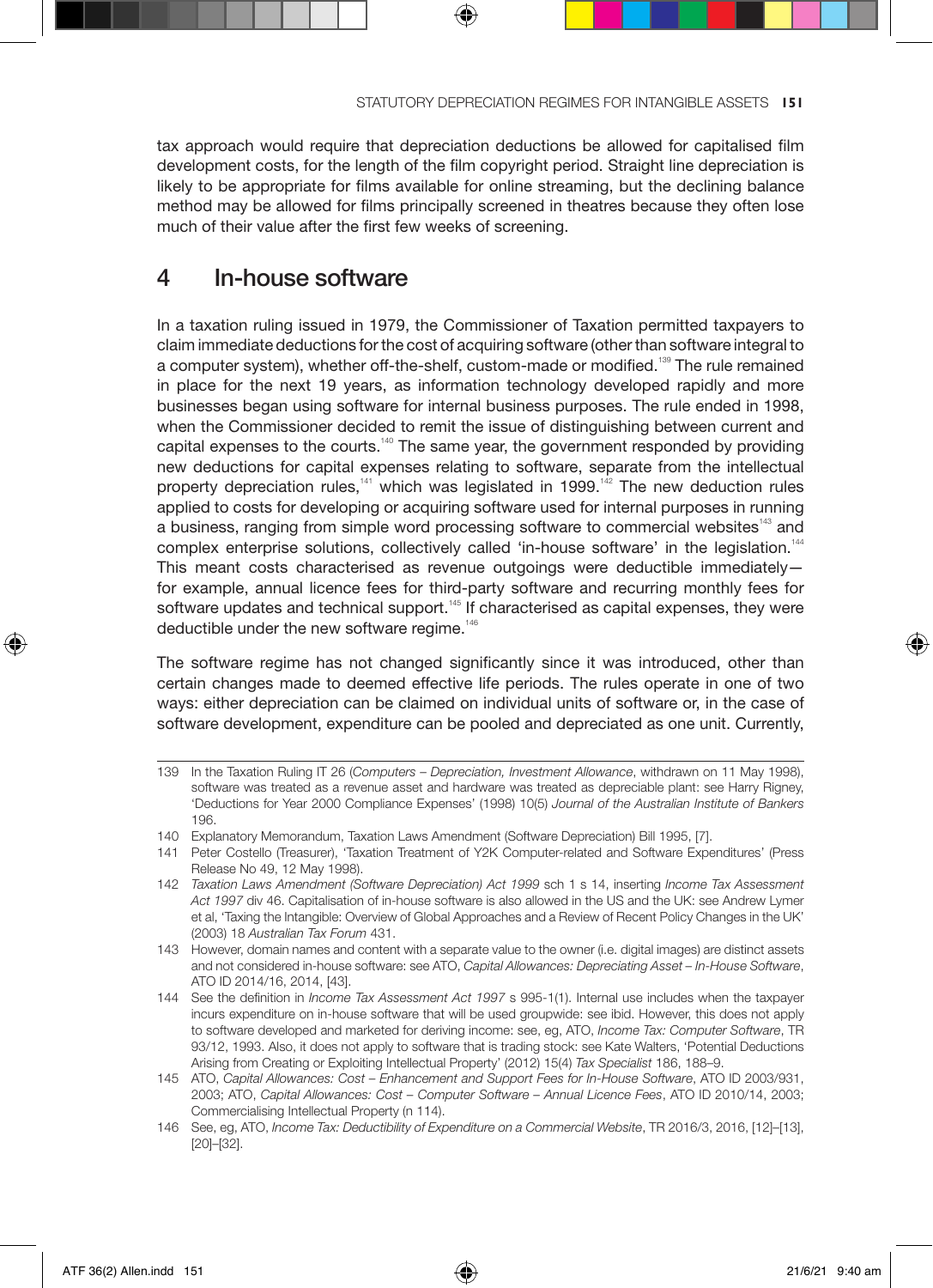tax approach would require that depreciation deductions be allowed for capitalised film development costs, for the length of the film copyright period. Straight line depreciation is likely to be appropriate for films available for online streaming, but the declining balance method may be allowed for films principally screened in theatres because they often lose much of their value after the first few weeks of screening.

## 4 In-house software

In a taxation ruling issued in 1979, the Commissioner of Taxation permitted taxpayers to claim immediate deductions for the cost of acquiring software (other than software integral to a computer system), whether off-the-shelf, custom-made or modified.[139] The rule remained in place for the next 19 years, as information technology developed rapidly and more businesses began using software for internal business purposes. The rule ended in 1998, when the Commissioner decided to remit the issue of distinguishing between current and capital expenses to the courts.[140] The same year, the government responded by providing new deductions for capital expenses relating to software, separate from the intellectual property depreciation rules,[141] which was legislated in 1999.[142] The new deduction rules applied to costs for developing or acquiring software used for internal purposes in running a business, ranging from simple word processing software to commercial websites[143] and complex enterprise solutions, collectively called 'in-house software' in the legislation.[144] This meant costs characterised as revenue outgoings were deductible immediately—for example, annual licence fees for third-party software and recurring monthly fees for software updates and technical support.[145] If characterised as capital expenses, they were deductible under the new software regime.[146]

The software regime has not changed significantly since it was introduced, other than certain changes made to deemed effective life periods. The rules operate in one of two ways: either depreciation can be claimed on individual units of software or, in the case of software development, expenditure can be pooled and depreciated as one unit. Currently,

---

139 In the Taxation Ruling IT 26 (*Computers – Depreciation, Investment Allowance*, withdrawn on 11 May 1998), software was treated as a revenue asset and hardware was treated as depreciable plant: see Harry Rigney, 'Deductions for Year 2000 Compliance Expenses' (1998) 10(5) *Journal of the Australian Institute of Bankers* 196.

140 Explanatory Memorandum, Taxation Laws Amendment (Software Depreciation) Bill 1995, [7].

141 Peter Costello (Treasurer), 'Taxation Treatment of Y2K Computer-related and Software Expenditures' (Press Release No 49, 12 May 1998).

142 *Taxation Laws Amendment (Software Depreciation) Act 1999* sch 1 s 14, inserting *Income Tax Assessment Act 1997* div 46. Capitalisation of in-house software is also allowed in the US and the UK: see Andrew Lymer et al, 'Taxing the Intangible: Overview of Global Approaches and a Review of Recent Policy Changes in the UK' (2003) 18 *Australian Tax Forum* 431.

143 However, domain names and content with a separate value to the owner (i.e. digital images) are distinct assets and not considered in-house software: see ATO, *Capital Allowances: Depreciating Asset – In-House Software*, ATO ID 2014/16, 2014, [43].

144 See the definition in *Income Tax Assessment Act 1997* s 995-1(1). Internal use includes when the taxpayer incurs expenditure on in-house software that will be used groupwide: see ibid. However, this does not apply to software developed and marketed for deriving income: see, eg, ATO, *Income Tax: Computer Software*, TR 93/12, 1993. Also, it does not apply to software that is trading stock: see Kate Walters, 'Potential Deductions Arising from Creating or Exploiting Intellectual Property' (2012) 15(4) *Tax Specialist* 186, 188–9.

145 ATO, *Capital Allowances: Cost – Enhancement and Support Fees for In-House Software*, ATO ID 2003/931, 2003; ATO, *Capital Allowances: Cost – Computer Software – Annual Licence Fees*, ATO ID 2010/14, 2003; Commercialising Intellectual Property (n 114).

146 See, eg, ATO, *Income Tax: Deductibility of Expenditure on a Commercial Website*, TR 2016/3, 2016, [12]–[13], [20]–[32].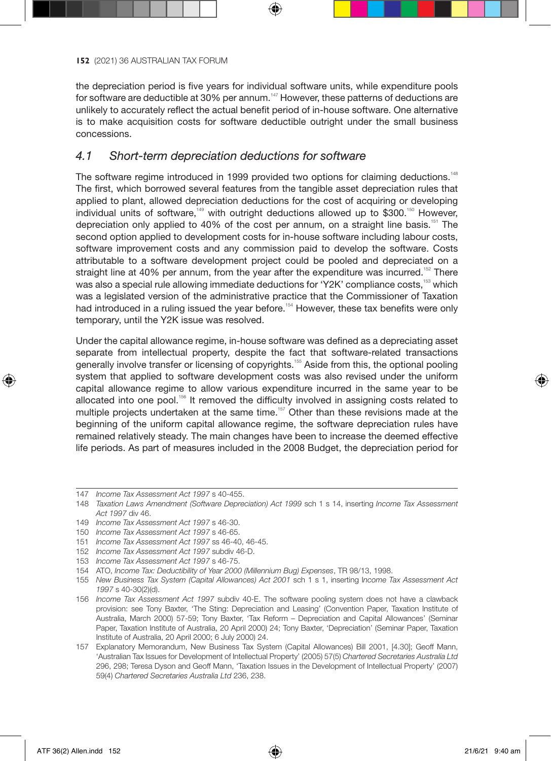the depreciation period is five years for individual software units, while expenditure pools for software are deductible at 30% per annum.[147] However, these patterns of deductions are unlikely to accurately reflect the actual benefit period of in-house software. One alternative is to make acquisition costs for software deductible outright under the small business concessions.

## *4.1 Short-term depreciation deductions for software*

The software regime introduced in 1999 provided two options for claiming deductions.[148] The first, which borrowed several features from the tangible asset depreciation rules that applied to plant, allowed depreciation deductions for the cost of acquiring or developing individual units of software,[149] with outright deductions allowed up to $300.[150] However, depreciation only applied to 40% of the cost per annum, on a straight line basis.[151] The second option applied to development costs for in-house software including labour costs, software improvement costs and any commission paid to develop the software. Costs attributable to a software development project could be pooled and depreciated on a straight line at 40% per annum, from the year after the expenditure was incurred.[152] There was also a special rule allowing immediate deductions for 'Y2K' compliance costs,[153] which was a legislated version of the administrative practice that the Commissioner of Taxation had introduced in a ruling issued the year before.[154] However, these tax benefits were only temporary, until the Y2K issue was resolved.

Under the capital allowance regime, in-house software was defined as a depreciating asset separate from intellectual property, despite the fact that software-related transactions generally involve transfer or licensing of copyrights.[155] Aside from this, the optional pooling system that applied to software development costs was also revised under the uniform capital allowance regime to allow various expenditure incurred in the same year to be allocated into one pool.[156] It removed the difficulty involved in assigning costs related to multiple projects undertaken at the same time.[157] Other than these revisions made at the beginning of the uniform capital allowance regime, the software depreciation rules have remained relatively steady. The main changes have been to increase the deemed effective life periods. As part of measures included in the 2008 Budget, the depreciation period for

---

147 *Income Tax Assessment Act 1997* s 40-455.

148 *Taxation Laws Amendment (Software Depreciation) Act 1999* sch 1 s 14, inserting *Income Tax Assessment Act 1997* div 46.

149 *Income Tax Assessment Act 1997* s 46-30.

150 *Income Tax Assessment Act 1997* s 46-65.

151 *Income Tax Assessment Act 1997* ss 46-40, 46-45.

152 *Income Tax Assessment Act 1997* subdiv 46-D.

153 *Income Tax Assessment Act 1997* s 46-75.

154 ATO, *Income Tax: Deductibility of Year 2000 (Millennium Bug) Expenses*, TR 98/13, 1998.

155 *New Business Tax System (Capital Allowances) Act 2001* sch 1 s 1, inserting *Income Tax Assessment Act 1997* s 40-30(2)(d).

156 *Income Tax Assessment Act 1997* subdiv 40-E. The software pooling system does not have a clawback provision: see Tony Baxter, 'The Sting: Depreciation and Leasing' (Convention Paper, Taxation Institute of Australia, March 2000) 57-59; Tony Baxter, 'Tax Reform – Depreciation and Capital Allowances' (Seminar Paper, Taxation Institute of Australia, 20 April 2000) 24; Tony Baxter, 'Depreciation' (Seminar Paper, Taxation Institute of Australia, 20 April 2000; 6 July 2000) 24.

157 Explanatory Memorandum, New Business Tax System (Capital Allowances) Bill 2001, [4.30]; Geoff Mann, 'Australian Tax Issues for Development of Intellectual Property' (2005) 57(5) *Chartered Secretaries Australia Ltd* 296, 298; Teresa Dyson and Geoff Mann, 'Taxation Issues in the Development of Intellectual Property' (2007) 59(4) *Chartered Secretaries Australia Ltd* 236, 238.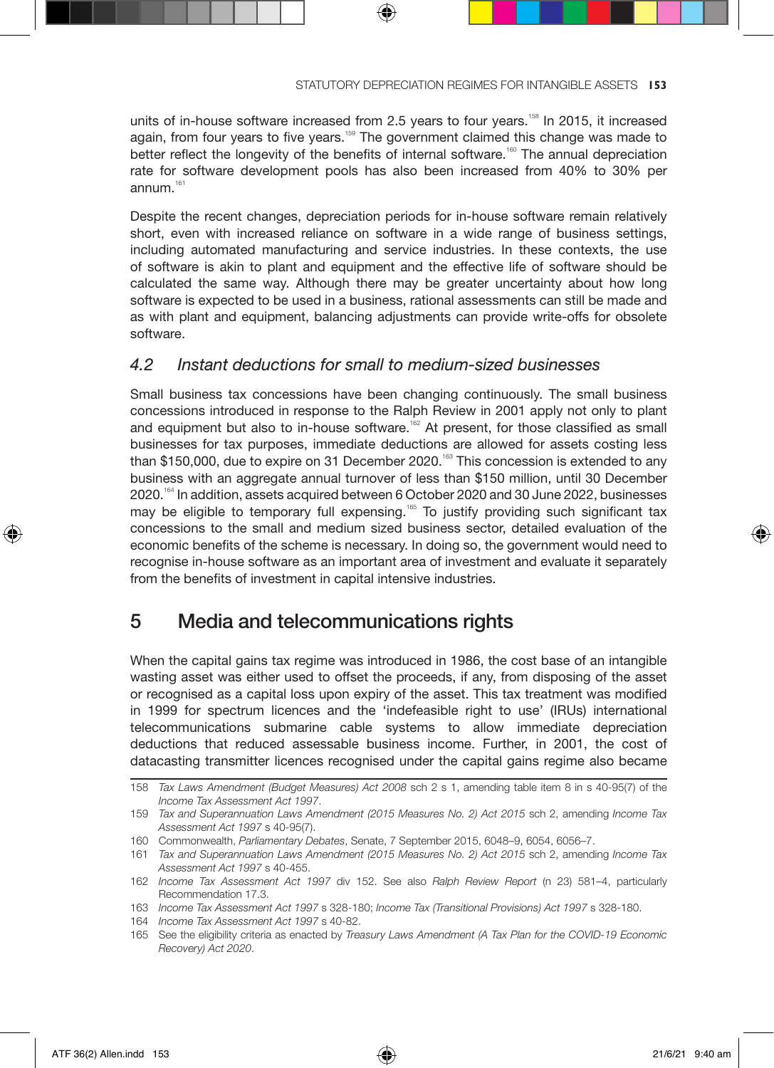units of in-house software increased from 2.5 years to four years.[158] In 2015, it increased again, from four years to five years.[159] The government claimed this change was made to better reflect the longevity of the benefits of internal software.[160] The annual depreciation rate for software development pools has also been increased from 40% to 30% per annum.[161]

Despite the recent changes, depreciation periods for in-house software remain relatively short, even with increased reliance on software in a wide range of business settings, including automated manufacturing and service industries. In these contexts, the use of software is akin to plant and equipment and the effective life of software should be calculated the same way. Although there may be greater uncertainty about how long software is expected to be used in a business, rational assessments can still be made and as with plant and equipment, balancing adjustments can provide write-offs for obsolete software.

### 4.2 *Instant deductions for small to medium-sized businesses*

Small business tax concessions have been changing continuously. The small business concessions introduced in response to the Ralph Review in 2001 apply not only to plant and equipment but also to in-house software.[162] At present, for those classified as small businesses for tax purposes, immediate deductions are allowed for assets costing less than $150,000, due to expire on 31 December 2020.[163] This concession is extended to any business with an aggregate annual turnover of less than $150 million, until 30 December 2020.[164] In addition, assets acquired between 6 October 2020 and 30 June 2022, businesses may be eligible to temporary full expensing.[165] To justify providing such significant tax concessions to the small and medium sized business sector, detailed evaluation of the economic benefits of the scheme is necessary. In doing so, the government would need to recognise in-house software as an important area of investment and evaluate it separately from the benefits of investment in capital intensive industries.

## 5 Media and telecommunications rights

When the capital gains tax regime was introduced in 1986, the cost base of an intangible wasting asset was either used to offset the proceeds, if any, from disposing of the asset or recognised as a capital loss upon expiry of the asset. This tax treatment was modified in 1999 for spectrum licences and the 'indefeasible right to use' (IRUs) international telecommunications submarine cable systems to allow immediate depreciation deductions that reduced assessable business income. Further, in 2001, the cost of datacasting transmitter licences recognised under the capital gains regime also became

---

158 *Tax Laws Amendment (Budget Measures) Act 2008* sch 2 s 1, amending table item 8 in s 40-95(7) of the *Income Tax Assessment Act 1997*.

159 *Tax and Superannuation Laws Amendment (2015 Measures No. 2) Act 2015* sch 2, amending *Income Tax Assessment Act 1997* s 40-95(7).

160 Commonwealth, *Parliamentary Debates*, Senate, 7 September 2015, 6048–9, 6054, 6056–7.

161 *Tax and Superannuation Laws Amendment (2015 Measures No. 2) Act 2015* sch 2, amending *Income Tax Assessment Act 1997* s 40-455.

162 *Income Tax Assessment Act 1997* div 152. See also *Ralph Review Report* (n 23) 581–4, particularly Recommendation 17.3.

163 *Income Tax Assessment Act 1997* s 328-180; *Income Tax (Transitional Provisions) Act 1997* s 328-180.

164 *Income Tax Assessment Act 1997* s 40-82.

165 See the eligibility criteria as enacted by *Treasury Laws Amendment (A Tax Plan for the COVID-19 Economic Recovery) Act 2020*.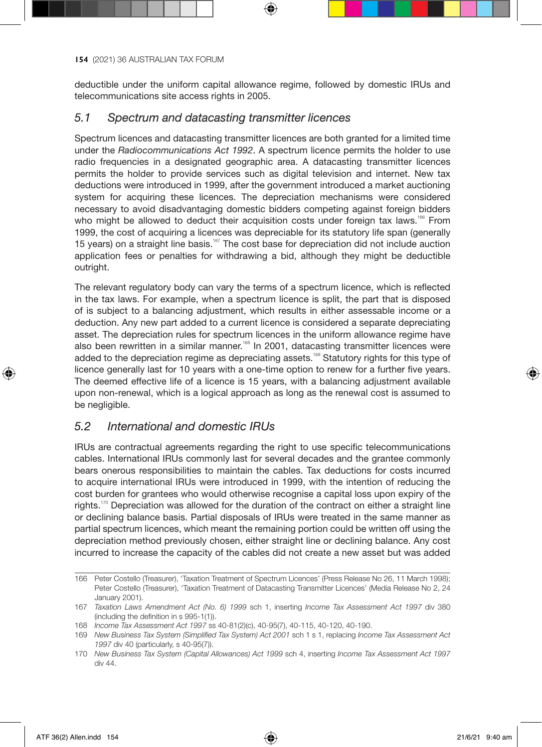deductible under the uniform capital allowance regime, followed by domestic IRUs and telecommunications site access rights in 2005.

## 5.1 Spectrum and datacasting transmitter licences

Spectrum licences and datacasting transmitter licences are both granted for a limited time under the *Radiocommunications Act 1992*. A spectrum licence permits the holder to use radio frequencies in a designated geographic area. A datacasting transmitter licences permits the holder to provide services such as digital television and internet. New tax deductions were introduced in 1999, after the government introduced a market auctioning system for acquiring these licences. The depreciation mechanisms were considered necessary to avoid disadvantaging domestic bidders competing against foreign bidders who might be allowed to deduct their acquisition costs under foreign tax laws.[166] From 1999, the cost of acquiring a licences was depreciable for its statutory life span (generally 15 years) on a straight line basis.[167] The cost base for depreciation did not include auction application fees or penalties for withdrawing a bid, although they might be deductible outright.

The relevant regulatory body can vary the terms of a spectrum licence, which is reflected in the tax laws. For example, when a spectrum licence is split, the part that is disposed of is subject to a balancing adjustment, which results in either assessable income or a deduction. Any new part added to a current licence is considered a separate depreciating asset. The depreciation rules for spectrum licences in the uniform allowance regime have also been rewritten in a similar manner.[168] In 2001, datacasting transmitter licences were added to the depreciation regime as depreciating assets.[169] Statutory rights for this type of licence generally last for 10 years with a one-time option to renew for a further five years. The deemed effective life of a licence is 15 years, with a balancing adjustment available upon non-renewal, which is a logical approach as long as the renewal cost is assumed to be negligible.

## 5.2 International and domestic IRUs

IRUs are contractual agreements regarding the right to use specific telecommunications cables. International IRUs commonly last for several decades and the grantee commonly bears onerous responsibilities to maintain the cables. Tax deductions for costs incurred to acquire international IRUs were introduced in 1999, with the intention of reducing the cost burden for grantees who would otherwise recognise a capital loss upon expiry of the rights.[170] Depreciation was allowed for the duration of the contract on either a straight line or declining balance basis. Partial disposals of IRUs were treated in the same manner as partial spectrum licences, which meant the remaining portion could be written off using the depreciation method previously chosen, either straight line or declining balance. Any cost incurred to increase the capacity of the cables did not create a new asset but was added

---

166 Peter Costello (Treasurer), 'Taxation Treatment of Spectrum Licences' (Press Release No 26, 11 March 1998); Peter Costello (Treasurer), 'Taxation Treatment of Datacasting Transmitter Licences' (Media Release No 2, 24 January 2001).

167 *Taxation Laws Amendment Act (No. 6) 1999* sch 1, inserting *Income Tax Assessment Act 1997* div 380 (including the definition in s 995-1(1)).

168 *Income Tax Assessment Act 1997* ss 40-81(2)(c), 40-95(7), 40-115, 40-120, 40-190.

169 *New Business Tax System (Simplified Tax System) Act 2001* sch 1 s 1, replacing *Income Tax Assessment Act 1997* div 40 (particularly, s 40-95(7)).

170 *New Business Tax System (Capital Allowances) Act 1999* sch 4, inserting *Income Tax Assessment Act 1997* div 44.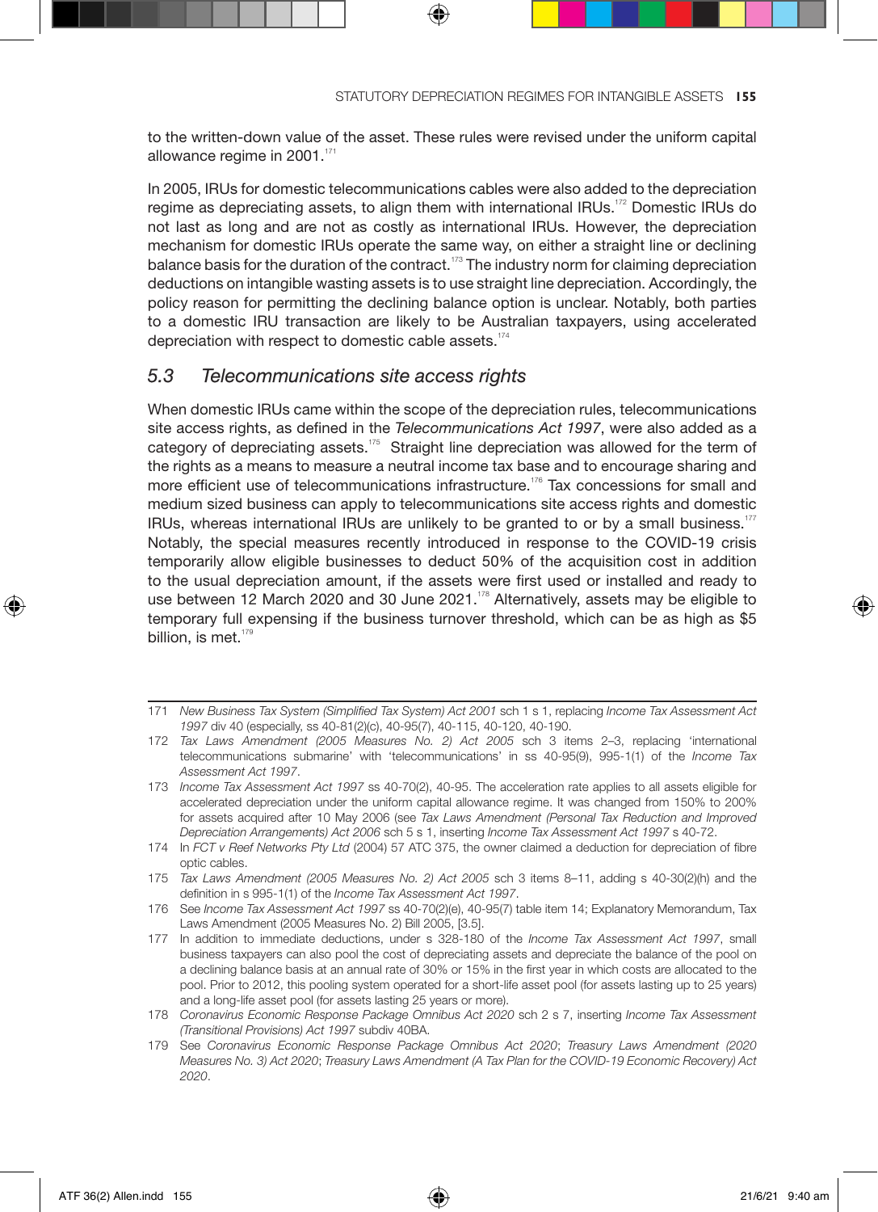to the written-down value of the asset. These rules were revised under the uniform capital allowance regime in 2001.[171]

In 2005, IRUs for domestic telecommunications cables were also added to the depreciation regime as depreciating assets, to align them with international IRUs.[172] Domestic IRUs do not last as long and are not as costly as international IRUs. However, the depreciation mechanism for domestic IRUs operate the same way, on either a straight line or declining balance basis for the duration of the contract.[173] The industry norm for claiming depreciation deductions on intangible wasting assets is to use straight line depreciation. Accordingly, the policy reason for permitting the declining balance option is unclear. Notably, both parties to a domestic IRU transaction are likely to be Australian taxpayers, using accelerated depreciation with respect to domestic cable assets.[174]

## 5.3 *Telecommunications site access rights*

When domestic IRUs came within the scope of the depreciation rules, telecommunications site access rights, as defined in the *Telecommunications Act 1997*, were also added as a category of depreciating assets.[175] Straight line depreciation was allowed for the term of the rights as a means to measure a neutral income tax base and to encourage sharing and more efficient use of telecommunications infrastructure.[176] Tax concessions for small and medium sized business can apply to telecommunications site access rights and domestic IRUs, whereas international IRUs are unlikely to be granted to or by a small business.[177] Notably, the special measures recently introduced in response to the COVID-19 crisis temporarily allow eligible businesses to deduct 50% of the acquisition cost in addition to the usual depreciation amount, if the assets were first used or installed and ready to use between 12 March 2020 and 30 June 2021.[178] Alternatively, assets may be eligible to temporary full expensing if the business turnover threshold, which can be as high as $5 billion, is met.[179]

---

171 *New Business Tax System (Simplified Tax System) Act 2001* sch 1 s 1, replacing *Income Tax Assessment Act 1997* div 40 (especially, ss 40-81(2)(c), 40-95(7), 40-115, 40-120, 40-190.

172 *Tax Laws Amendment (2005 Measures No. 2) Act 2005* sch 3 items 2–3, replacing 'international telecommunications submarine' with 'telecommunications' in ss 40-95(9), 995-1(1) of the *Income Tax Assessment Act 1997*.

173 *Income Tax Assessment Act 1997* ss 40-70(2), 40-95. The acceleration rate applies to all assets eligible for accelerated depreciation under the uniform capital allowance regime. It was changed from 150% to 200% for assets acquired after 10 May 2006 (see *Tax Laws Amendment (Personal Tax Reduction and Improved Depreciation Arrangements) Act 2006* sch 5 s 1, inserting *Income Tax Assessment Act 1997* s 40-72.

174 In *FCT v Reef Networks Pty Ltd* (2004) 57 ATC 375, the owner claimed a deduction for depreciation of fibre optic cables.

175 *Tax Laws Amendment (2005 Measures No. 2) Act 2005* sch 3 items 8–11, adding s 40-30(2)(h) and the definition in s 995-1(1) of the *Income Tax Assessment Act 1997*.

176 See *Income Tax Assessment Act 1997* ss 40-70(2)(e), 40-95(7) table item 14; Explanatory Memorandum, Tax Laws Amendment (2005 Measures No. 2) Bill 2005, [3.5].

177 In addition to immediate deductions, under s 328-180 of the *Income Tax Assessment Act 1997*, small business taxpayers can also pool the cost of depreciating assets and depreciate the balance of the pool on a declining balance basis at an annual rate of 30% or 15% in the first year in which costs are allocated to the pool. Prior to 2012, this pooling system operated for a short-life asset pool (for assets lasting up to 25 years) and a long-life asset pool (for assets lasting 25 years or more).

178 *Coronavirus Economic Response Package Omnibus Act 2020* sch 2 s 7, inserting *Income Tax Assessment (Transitional Provisions) Act 1997* subdiv 40BA.

179 See *Coronavirus Economic Response Package Omnibus Act 2020*; *Treasury Laws Amendment (2020 Measures No. 3) Act 2020*; *Treasury Laws Amendment (A Tax Plan for the COVID-19 Economic Recovery) Act 2020*.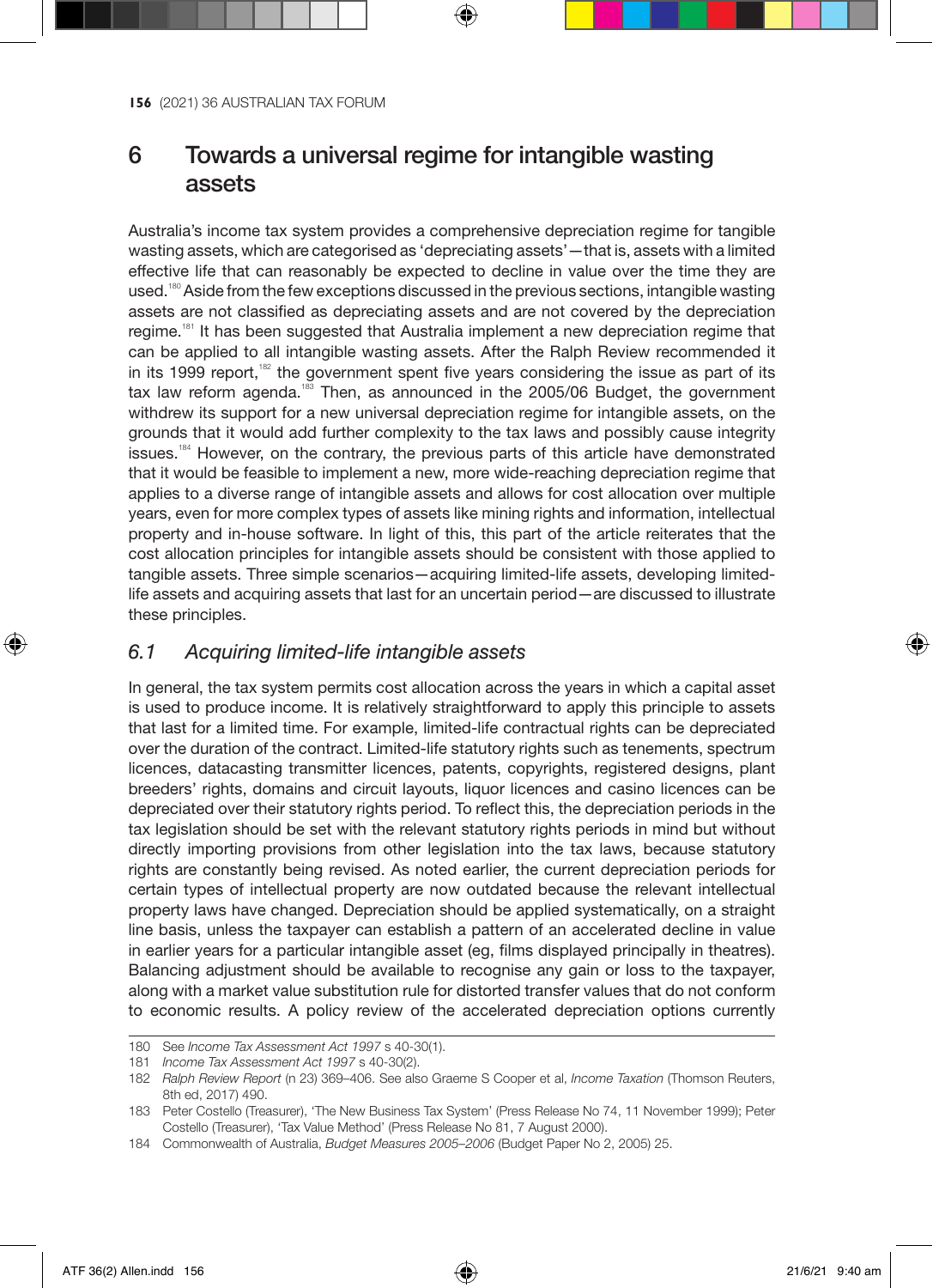## 6 Towards a universal regime for intangible wasting assets

Australia's income tax system provides a comprehensive depreciation regime for tangible wasting assets, which are categorised as 'depreciating assets'—that is, assets with a limited effective life that can reasonably be expected to decline in value over the time they are used.[180] Aside from the few exceptions discussed in the previous sections, intangible wasting assets are not classified as depreciating assets and are not covered by the depreciation regime.[181] It has been suggested that Australia implement a new depreciation regime that can be applied to all intangible wasting assets. After the Ralph Review recommended it in its 1999 report,[182] the government spent five years considering the issue as part of its tax law reform agenda.[183] Then, as announced in the 2005/06 Budget, the government withdrew its support for a new universal depreciation regime for intangible assets, on the grounds that it would add further complexity to the tax laws and possibly cause integrity issues.[184] However, on the contrary, the previous parts of this article have demonstrated that it would be feasible to implement a new, more wide-reaching depreciation regime that applies to a diverse range of intangible assets and allows for cost allocation over multiple years, even for more complex types of assets like mining rights and information, intellectual property and in-house software. In light of this, this part of the article reiterates that the cost allocation principles for intangible assets should be consistent with those applied to tangible assets. Three simple scenarios—acquiring limited-life assets, developing limited-life assets and acquiring assets that last for an uncertain period—are discussed to illustrate these principles.

### 6.1 *Acquiring limited-life intangible assets*

In general, the tax system permits cost allocation across the years in which a capital asset is used to produce income. It is relatively straightforward to apply this principle to assets that last for a limited time. For example, limited-life contractual rights can be depreciated over the duration of the contract. Limited-life statutory rights such as tenements, spectrum licences, datacasting transmitter licences, patents, copyrights, registered designs, plant breeders' rights, domains and circuit layouts, liquor licences and casino licences can be depreciated over their statutory rights period. To reflect this, the depreciation periods in the tax legislation should be set with the relevant statutory rights periods in mind but without directly importing provisions from other legislation into the tax laws, because statutory rights are constantly being revised. As noted earlier, the current depreciation periods for certain types of intellectual property are now outdated because the relevant intellectual property laws have changed. Depreciation should be applied systematically, on a straight line basis, unless the taxpayer can establish a pattern of an accelerated decline in value in earlier years for a particular intangible asset (eg, films displayed principally in theatres). Balancing adjustment should be available to recognise any gain or loss to the taxpayer, along with a market value substitution rule for distorted transfer values that do not conform to economic results. A policy review of the accelerated depreciation options currently

180 See *Income Tax Assessment Act 1997* s 40-30(1).

181 *Income Tax Assessment Act 1997* s 40-30(2).

182 *Ralph Review Report* (n 23) 369–406. See also Graeme S Cooper et al, *Income Taxation* (Thomson Reuters, 8th ed, 2017) 490.

183 Peter Costello (Treasurer), 'The New Business Tax System' (Press Release No 74, 11 November 1999); Peter Costello (Treasurer), 'Tax Value Method' (Press Release No 81, 7 August 2000).

184 Commonwealth of Australia, *Budget Measures 2005–2006* (Budget Paper No 2, 2005) 25.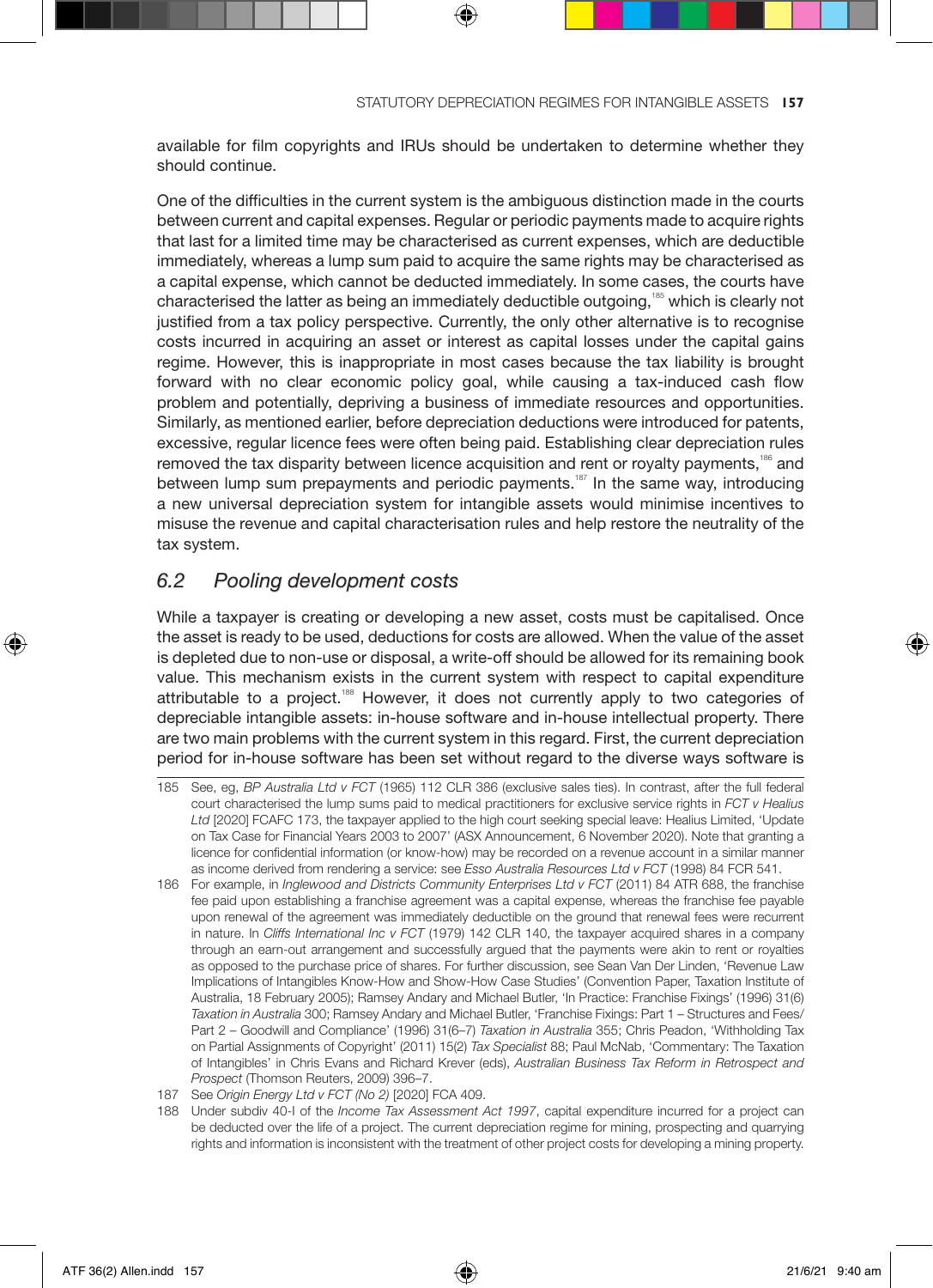available for film copyrights and IRUs should be undertaken to determine whether they should continue.

One of the difficulties in the current system is the ambiguous distinction made in the courts between current and capital expenses. Regular or periodic payments made to acquire rights that last for a limited time may be characterised as current expenses, which are deductible immediately, whereas a lump sum paid to acquire the same rights may be characterised as a capital expense, which cannot be deducted immediately. In some cases, the courts have characterised the latter as being an immediately deductible outgoing,[185] which is clearly not justified from a tax policy perspective. Currently, the only other alternative is to recognise costs incurred in acquiring an asset or interest as capital losses under the capital gains regime. However, this is inappropriate in most cases because the tax liability is brought forward with no clear economic policy goal, while causing a tax-induced cash flow problem and potentially, depriving a business of immediate resources and opportunities. Similarly, as mentioned earlier, before depreciation deductions were introduced for patents, excessive, regular licence fees were often being paid. Establishing clear depreciation rules removed the tax disparity between licence acquisition and rent or royalty payments,[186] and between lump sum prepayments and periodic payments.[187] In the same way, introducing a new universal depreciation system for intangible assets would minimise incentives to misuse the revenue and capital characterisation rules and help restore the neutrality of the tax system.

## 6.2 *Pooling development costs*

While a taxpayer is creating or developing a new asset, costs must be capitalised. Once the asset is ready to be used, deductions for costs are allowed. When the value of the asset is depleted due to non-use or disposal, a write-off should be allowed for its remaining book value. This mechanism exists in the current system with respect to capital expenditure attributable to a project.[188] However, it does not currently apply to two categories of depreciable intangible assets: in-house software and in-house intellectual property. There are two main problems with the current system in this regard. First, the current depreciation period for in-house software has been set without regard to the diverse ways software is

---

185 See, eg, *BP Australia Ltd v FCT* (1965) 112 CLR 386 (exclusive sales ties). In contrast, after the full federal court characterised the lump sums paid to medical practitioners for exclusive service rights in *FCT v Healius Ltd* [2020] FCAFC 173, the taxpayer applied to the high court seeking special leave: Healius Limited, 'Update on Tax Case for Financial Years 2003 to 2007' (ASX Announcement, 6 November 2020). Note that granting a licence for confidential information (or know-how) may be recorded on a revenue account in a similar manner as income derived from rendering a service: see *Esso Australia Resources Ltd v FCT* (1998) 84 FCR 541.

186 For example, in *Inglewood and Districts Community Enterprises Ltd v FCT* (2011) 84 ATR 688, the franchise fee paid upon establishing a franchise agreement was a capital expense, whereas the franchise fee payable upon renewal of the agreement was immediately deductible on the ground that renewal fees were recurrent in nature. In *Cliffs International Inc v FCT* (1979) 142 CLR 140, the taxpayer acquired shares in a company through an earn-out arrangement and successfully argued that the payments were akin to rent or royalties as opposed to the purchase price of shares. For further discussion, see Sean Van Der Linden, 'Revenue Law Implications of Intangibles Know-How and Show-How Case Studies' (Convention Paper, Taxation Institute of Australia, 18 February 2005); Ramsey Andary and Michael Butler, 'In Practice: Franchise Fixings' (1996) 31(6) *Taxation in Australia* 300; Ramsey Andary and Michael Butler, 'Franchise Fixings: Part 1 – Structures and Fees/ Part 2 – Goodwill and Compliance' (1996) 31(6–7) *Taxation in Australia* 355; Chris Peadon, 'Withholding Tax on Partial Assignments of Copyright' (2011) 15(2) *Tax Specialist* 88; Paul McNab, 'Commentary: The Taxation of Intangibles' in Chris Evans and Richard Krever (eds), *Australian Business Tax Reform in Retrospect and Prospect* (Thomson Reuters, 2009) 396–7.

187 See *Origin Energy Ltd v FCT (No 2)* [2020] FCA 409.

188 Under subdiv 40-I of the *Income Tax Assessment Act 1997*, capital expenditure incurred for a project can be deducted over the life of a project. The current depreciation regime for mining, prospecting and quarrying rights and information is inconsistent with the treatment of other project costs for developing a mining property.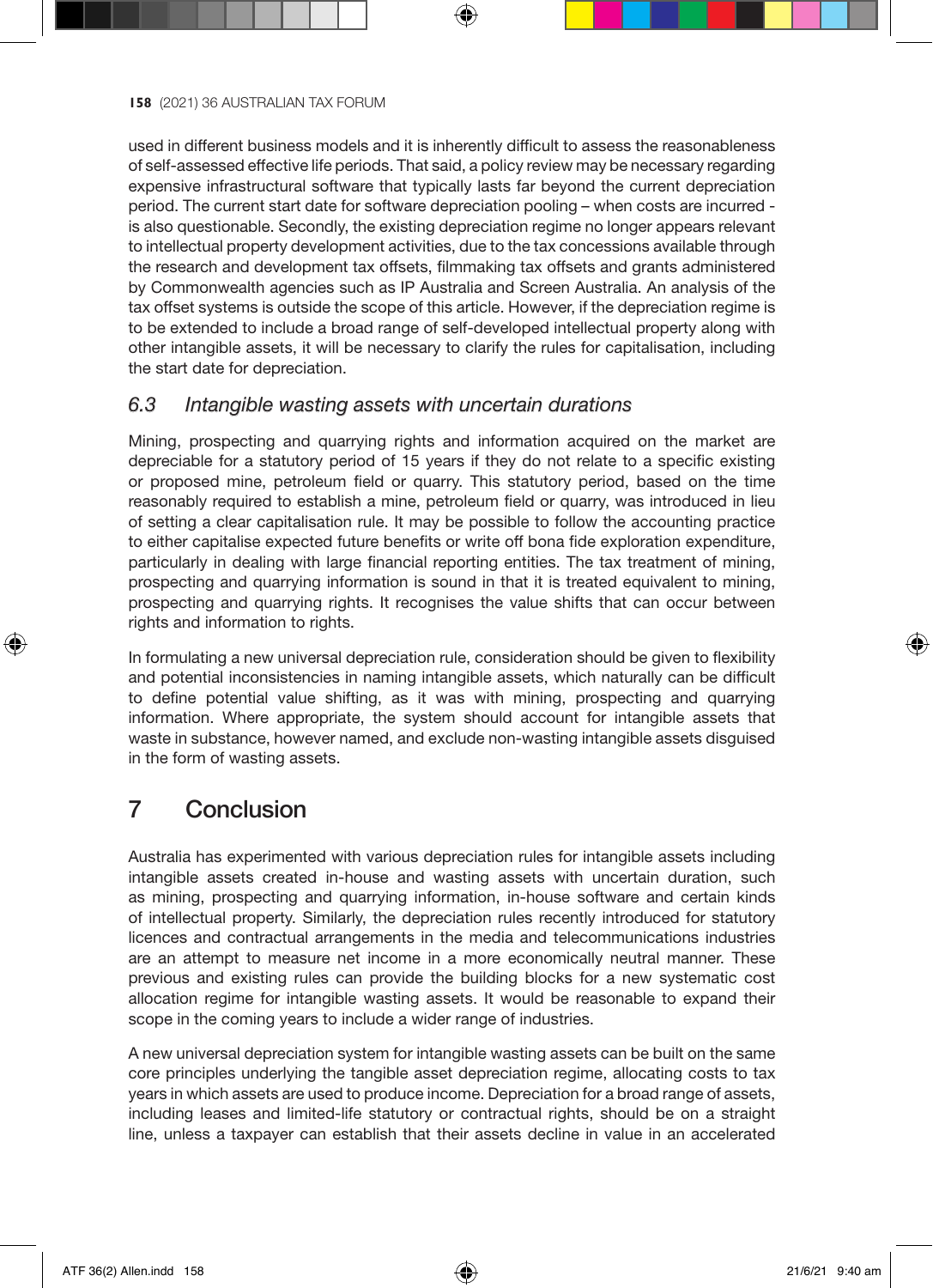used in different business models and it is inherently difficult to assess the reasonableness of self-assessed effective life periods. That said, a policy review may be necessary regarding expensive infrastructural software that typically lasts far beyond the current depreciation period. The current start date for software depreciation pooling – when costs are incurred - is also questionable. Secondly, the existing depreciation regime no longer appears relevant to intellectual property development activities, due to the tax concessions available through the research and development tax offsets, filmmaking tax offsets and grants administered by Commonwealth agencies such as IP Australia and Screen Australia. An analysis of the tax offset systems is outside the scope of this article. However, if the depreciation regime is to be extended to include a broad range of self-developed intellectual property along with other intangible assets, it will be necessary to clarify the rules for capitalisation, including the start date for depreciation.

### *6.3 Intangible wasting assets with uncertain durations*

Mining, prospecting and quarrying rights and information acquired on the market are depreciable for a statutory period of 15 years if they do not relate to a specific existing or proposed mine, petroleum field or quarry. This statutory period, based on the time reasonably required to establish a mine, petroleum field or quarry, was introduced in lieu of setting a clear capitalisation rule. It may be possible to follow the accounting practice to either capitalise expected future benefits or write off bona fide exploration expenditure, particularly in dealing with large financial reporting entities. The tax treatment of mining, prospecting and quarrying information is sound in that it is treated equivalent to mining, prospecting and quarrying rights. It recognises the value shifts that can occur between rights and information to rights.

In formulating a new universal depreciation rule, consideration should be given to flexibility and potential inconsistencies in naming intangible assets, which naturally can be difficult to define potential value shifting, as it was with mining, prospecting and quarrying information. Where appropriate, the system should account for intangible assets that waste in substance, however named, and exclude non-wasting intangible assets disguised in the form of wasting assets.

## 7 Conclusion

Australia has experimented with various depreciation rules for intangible assets including intangible assets created in-house and wasting assets with uncertain duration, such as mining, prospecting and quarrying information, in-house software and certain kinds of intellectual property. Similarly, the depreciation rules recently introduced for statutory licences and contractual arrangements in the media and telecommunications industries are an attempt to measure net income in a more economically neutral manner. These previous and existing rules can provide the building blocks for a new systematic cost allocation regime for intangible wasting assets. It would be reasonable to expand their scope in the coming years to include a wider range of industries.

A new universal depreciation system for intangible wasting assets can be built on the same core principles underlying the tangible asset depreciation regime, allocating costs to tax years in which assets are used to produce income. Depreciation for a broad range of assets, including leases and limited-life statutory or contractual rights, should be on a straight line, unless a taxpayer can establish that their assets decline in value in an accelerated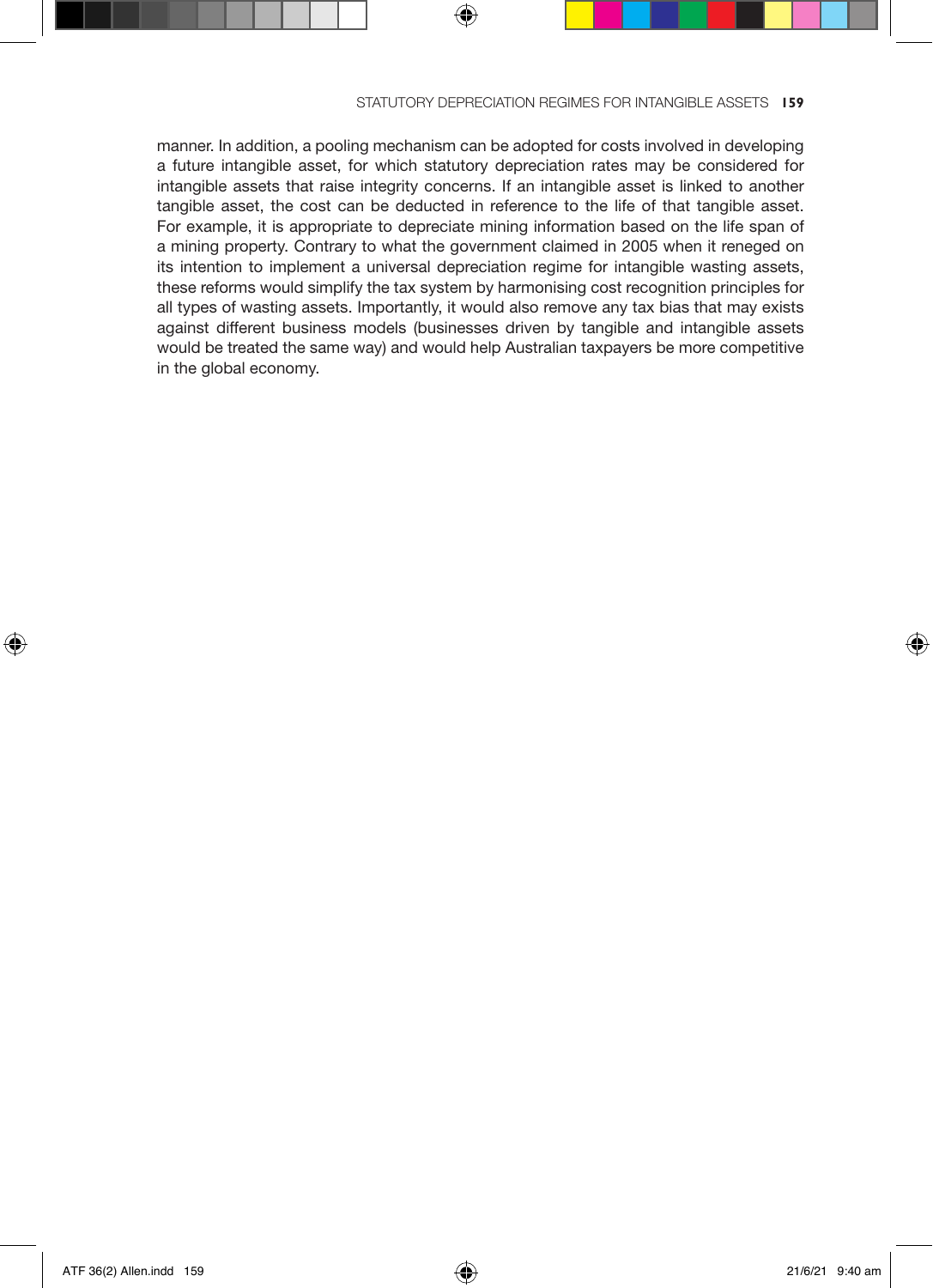manner. In addition, a pooling mechanism can be adopted for costs involved in developing a future intangible asset, for which statutory depreciation rates may be considered for intangible assets that raise integrity concerns. If an intangible asset is linked to another tangible asset, the cost can be deducted in reference to the life of that tangible asset. For example, it is appropriate to depreciate mining information based on the life span of a mining property. Contrary to what the government claimed in 2005 when it reneged on its intention to implement a universal depreciation regime for intangible wasting assets, these reforms would simplify the tax system by harmonising cost recognition principles for all types of wasting assets. Importantly, it would also remove any tax bias that may exists against different business models (businesses driven by tangible and intangible assets would be treated the same way) and would help Australian taxpayers be more competitive in the global economy.